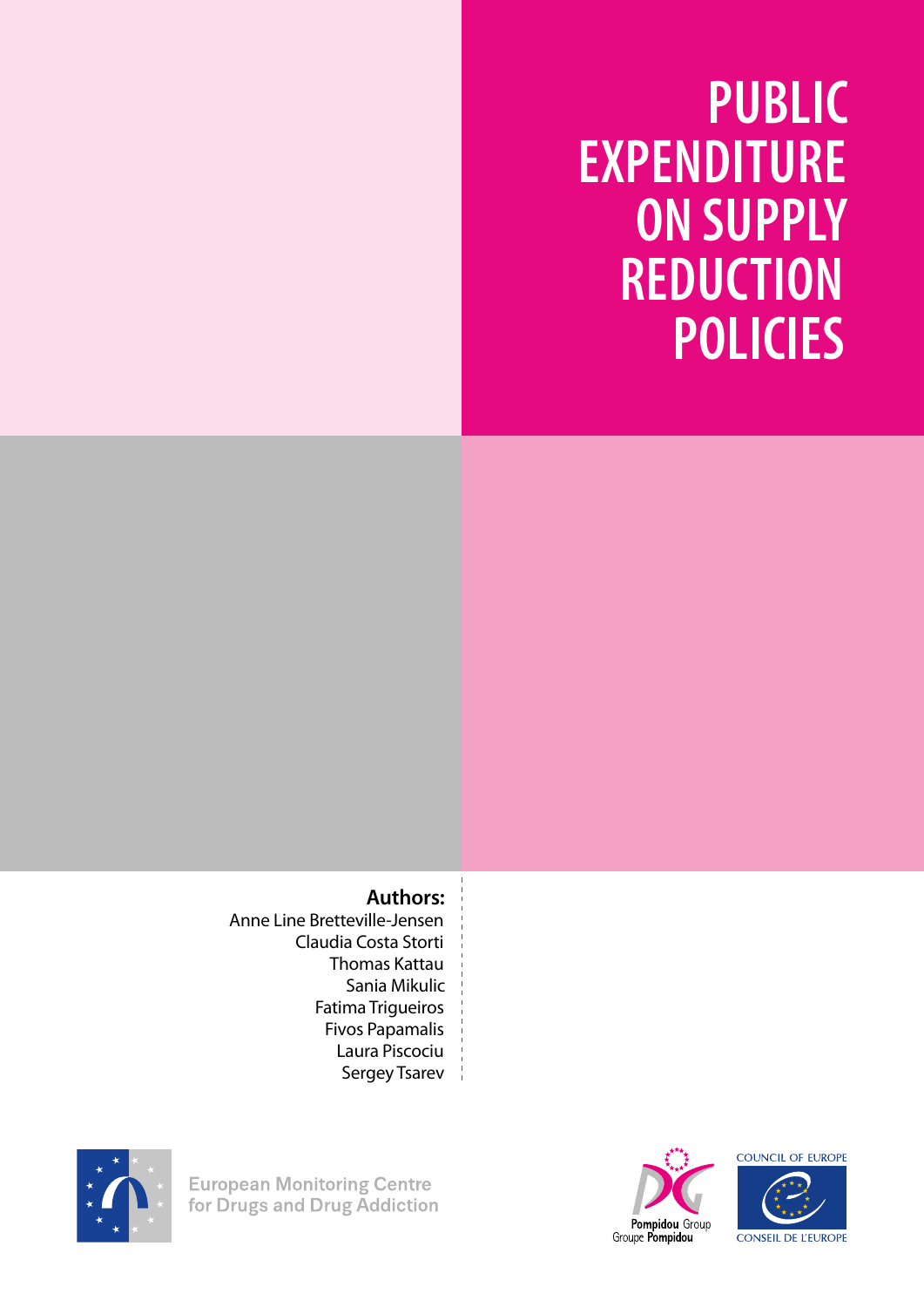# PUBLIC EXPENDITURE ON SUPPLY REDUCTION POLICIES

**Authors:**

Anne Line Bretteville-Jensen
Claudia Costa Storti
Thomas Kattau
Sania Mikulic
Fatima Trigueiros
Fivos Papamalis
Laura Piscociu
Sergey Tsarev

European Monitoring Centre for Drugs and Drug Addiction

Pompidou Group
Groupe Pompidou

COUNCIL OF EUROPE
CONSEIL DE L'EUROPE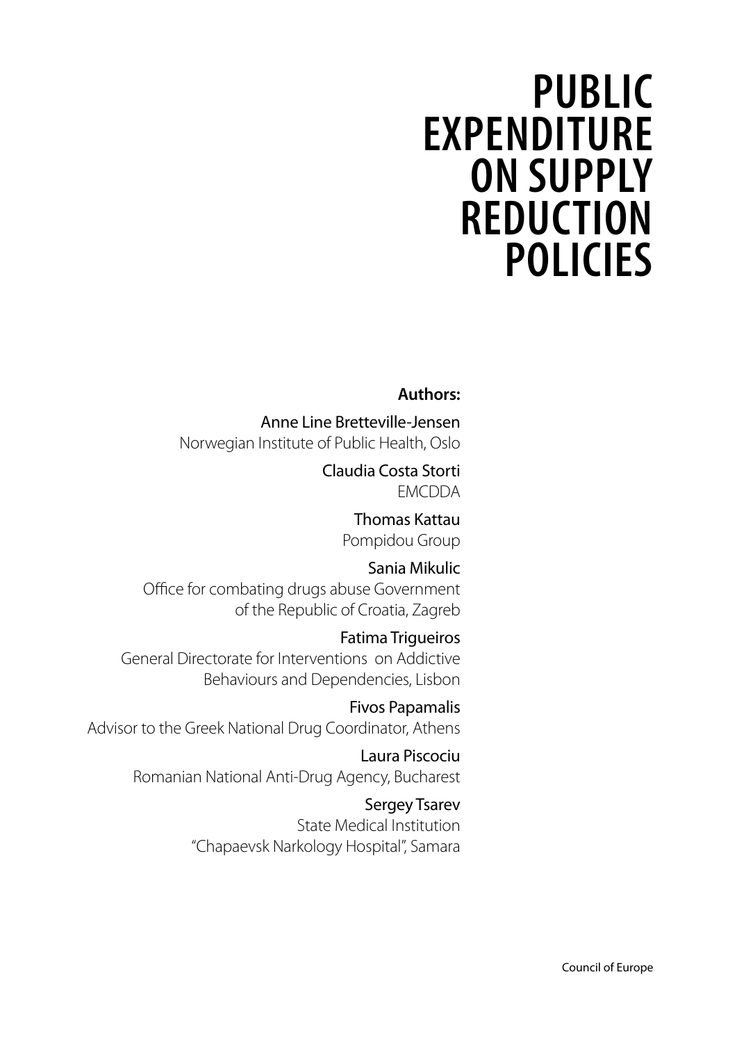# PUBLIC EXPENDITURE ON SUPPLY REDUCTION POLICIES

**Authors:**

Anne Line Bretteville-Jensen
Norwegian Institute of Public Health, Oslo

Claudia Costa Storti
EMCDDA

Thomas Kattau
Pompidou Group

Sania Mikulic
Office for combating drugs abuse Government of the Republic of Croatia, Zagreb

Fatima Trigueiros
General Directorate for Interventions on Addictive Behaviours and Dependencies, Lisbon

Fivos Papamalis
Advisor to the Greek National Drug Coordinator, Athens

Laura Piscociu
Romanian National Anti-Drug Agency, Bucharest

Sergey Tsarev
State Medical Institution "Chapaevsk Narkology Hospital", Samara

Council of Europe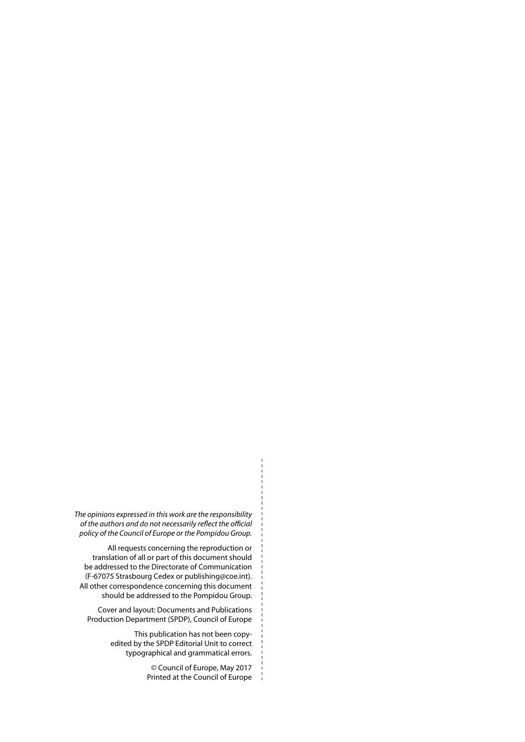*The opinions expressed in this work are the responsibility of the authors and do not necessarily reflect the official policy of the Council of Europe or the Pompidou Group.*

All requests concerning the reproduction or translation of all or part of this document should be addressed to the Directorate of Communication (F-67075 Strasbourg Cedex or publishing@coe.int). All other correspondence concerning this document should be addressed to the Pompidou Group.

Cover and layout: Documents and Publications Production Department (SPDP), Council of Europe

This publication has not been copy-edited by the SPDP Editorial Unit to correct typographical and grammatical errors.

© Council of Europe, May 2017
Printed at the Council of Europe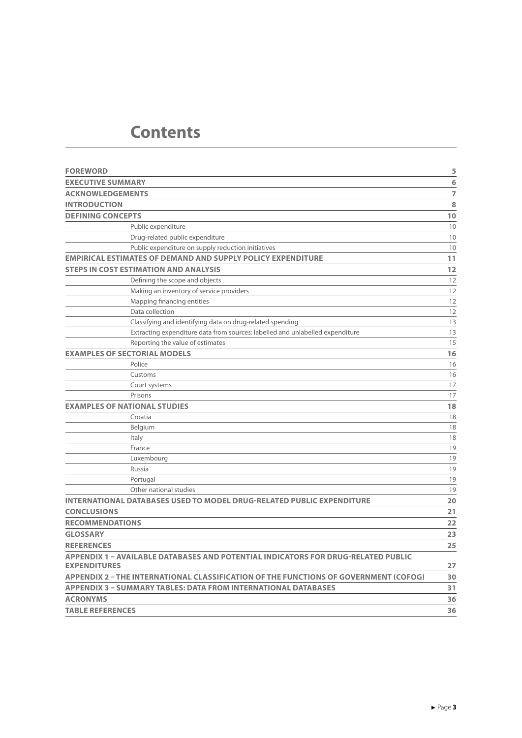# Contents

| | |
|---|---|
| **FOREWORD** | **5** |
| **EXECUTIVE SUMMARY** | **6** |
| **ACKNOWLEDGEMENTS** | **7** |
| **INTRODUCTION** | **8** |
| **DEFINING CONCEPTS** | **10** |
| Public expenditure | 10 |
| Drug-related public expenditure | 10 |
| Public expenditure on supply reduction initiatives | 10 |
| **EMPIRICAL ESTIMATES OF DEMAND AND SUPPLY POLICY EXPENDITURE** | **11** |
| **STEPS IN COST ESTIMATION AND ANALYSIS** | **12** |
| Defining the scope and objects | 12 |
| Making an inventory of service providers | 12 |
| Mapping financing entities | 12 |
| Data collection | 12 |
| Classifying and identifying data on drug-related spending | 13 |
| Extracting expenditure data from sources: labelled and unlabelled expenditure | 13 |
| Reporting the value of estimates | 15 |
| **EXAMPLES OF SECTORIAL MODELS** | **16** |
| Police | 16 |
| Customs | 16 |
| Court systems | 17 |
| Prisons | 17 |
| **EXAMPLES OF NATIONAL STUDIES** | **18** |
| Croatia | 18 |
| Belgium | 18 |
| Italy | 18 |
| France | 19 |
| Luxembourg | 19 |
| Russia | 19 |
| Portugal | 19 |
| Other national studies | 19 |
| **INTERNATIONAL DATABASES USED TO MODEL DRUG-RELATED PUBLIC EXPENDITURE** | **20** |
| **CONCLUSIONS** | **21** |
| **RECOMMENDATIONS** | **22** |
| **GLOSSARY** | **23** |
| **REFERENCES** | **25** |
| **APPENDIX 1 – AVAILABLE DATABASES AND POTENTIAL INDICATORS FOR DRUG-RELATED PUBLIC EXPENDITURES** | **27** |
| **APPENDIX 2 – THE INTERNATIONAL CLASSIFICATION OF THE FUNCTIONS OF GOVERNMENT (COFOG)** | **30** |
| **APPENDIX 3 – SUMMARY TABLES: DATA FROM INTERNATIONAL DATABASES** | **31** |
| **ACRONYMS** | **36** |
| **TABLE REFERENCES** | **36** |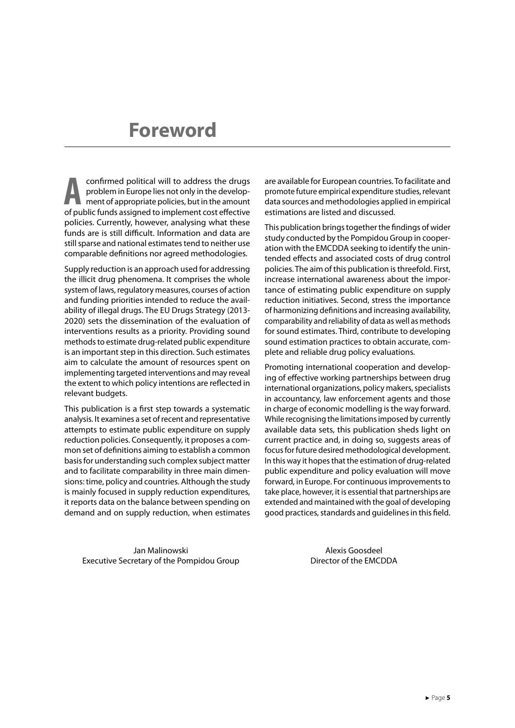# Foreword

A confirmed political will to address the drugs problem in Europe lies not only in the development of appropriate policies, but in the amount of public funds assigned to implement cost effective policies. Currently, however, analysing what these funds are is still difficult. Information and data are still sparse and national estimates tend to neither use comparable definitions nor agreed methodologies.

Supply reduction is an approach used for addressing the illicit drug phenomena. It comprises the whole system of laws, regulatory measures, courses of action and funding priorities intended to reduce the availability of illegal drugs. The EU Drugs Strategy (2013-2020) sets the dissemination of the evaluation of interventions results as a priority. Providing sound methods to estimate drug-related public expenditure is an important step in this direction. Such estimates aim to calculate the amount of resources spent on implementing targeted interventions and may reveal the extent to which policy intentions are reflected in relevant budgets.

This publication is a first step towards a systematic analysis. It examines a set of recent and representative attempts to estimate public expenditure on supply reduction policies. Consequently, it proposes a common set of definitions aiming to establish a common basis for understanding such complex subject matter and to facilitate comparability in three main dimensions: time, policy and countries. Although the study is mainly focused in supply reduction expenditures, it reports data on the balance between spending on demand and on supply reduction, when estimates are available for European countries. To facilitate and promote future empirical expenditure studies, relevant data sources and methodologies applied in empirical estimations are listed and discussed.

This publication brings together the findings of wider study conducted by the Pompidou Group in cooperation with the EMCDDA seeking to identify the unintended effects and associated costs of drug control policies. The aim of this publication is threefold. First, increase international awareness about the importance of estimating public expenditure on supply reduction initiatives. Second, stress the importance of harmonizing definitions and increasing availability, comparability and reliability of data as well as methods for sound estimates. Third, contribute to developing sound estimation practices to obtain accurate, complete and reliable drug policy evaluations.

Promoting international cooperation and developing of effective working partnerships between drug international organizations, policy makers, specialists in accountancy, law enforcement agents and those in charge of economic modelling is the way forward. While recognising the limitations imposed by currently available data sets, this publication sheds light on current practice and, in doing so, suggests areas of focus for future desired methodological development. In this way it hopes that the estimation of drug-related public expenditure and policy evaluation will move forward, in Europe. For continuous improvements to take place, however, it is essential that partnerships are extended and maintained with the goal of developing good practices, standards and guidelines in this field.

Jan Malinowski
Executive Secretary of the Pompidou Group

Alexis Goosdeel
Director of the EMCDDA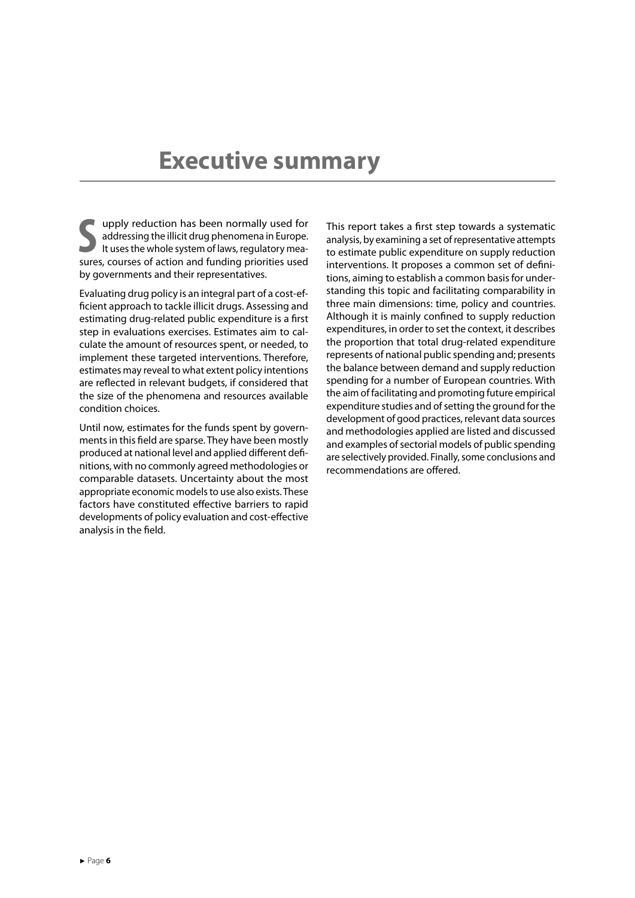# Executive summary

Supply reduction has been normally used for addressing the illicit drug phenomena in Europe. It uses the whole system of laws, regulatory measures, courses of action and funding priorities used by governments and their representatives.

Evaluating drug policy is an integral part of a cost-efficient approach to tackle illicit drugs. Assessing and estimating drug-related public expenditure is a first step in evaluations exercises. Estimates aim to calculate the amount of resources spent, or needed, to implement these targeted interventions. Therefore, estimates may reveal to what extent policy intentions are reflected in relevant budgets, if considered that the size of the phenomena and resources available condition choices.

Until now, estimates for the funds spent by governments in this field are sparse. They have been mostly produced at national level and applied different definitions, with no commonly agreed methodologies or comparable datasets. Uncertainty about the most appropriate economic models to use also exists. These factors have constituted effective barriers to rapid developments of policy evaluation and cost-effective analysis in the field.

This report takes a first step towards a systematic analysis, by examining a set of representative attempts to estimate public expenditure on supply reduction interventions. It proposes a common set of definitions, aiming to establish a common basis for understanding this topic and facilitating comparability in three main dimensions: time, policy and countries. Although it is mainly confined to supply reduction expenditures, in order to set the context, it describes the proportion that total drug-related expenditure represents of national public spending and; presents the balance between demand and supply reduction spending for a number of European countries. With the aim of facilitating and promoting future empirical expenditure studies and of setting the ground for the development of good practices, relevant data sources and methodologies applied are listed and discussed and examples of sectorial models of public spending are selectively provided. Finally, some conclusions and recommendations are offered.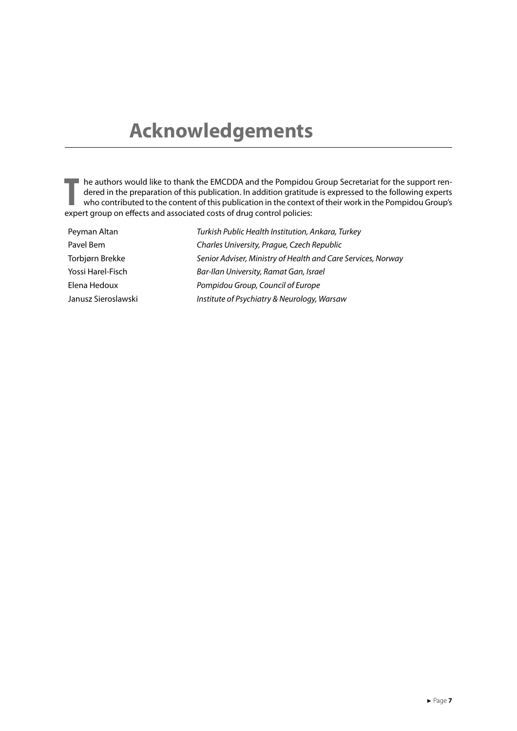# Acknowledgements

The authors would like to thank the EMCDDA and the Pompidou Group Secretariat for the support rendered in the preparation of this publication. In addition gratitude is expressed to the following experts who contributed to the content of this publication in the context of their work in the Pompidou Group's expert group on effects and associated costs of drug control policies:

| | |
|---|---|
| Peyman Altan | *Turkish Public Health Institution, Ankara, Turkey* |
| Pavel Bem | *Charles University, Prague, Czech Republic* |
| Torbjørn Brekke | *Senior Adviser, Ministry of Health and Care Services, Norway* |
| Yossi Harel-Fisch | *Bar-Ilan University, Ramat Gan, Israel* |
| Elena Hedoux | *Pompidou Group, Council of Europe* |
| Janusz Sieroslawski | *Institute of Psychiatry & Neurology, Warsaw* |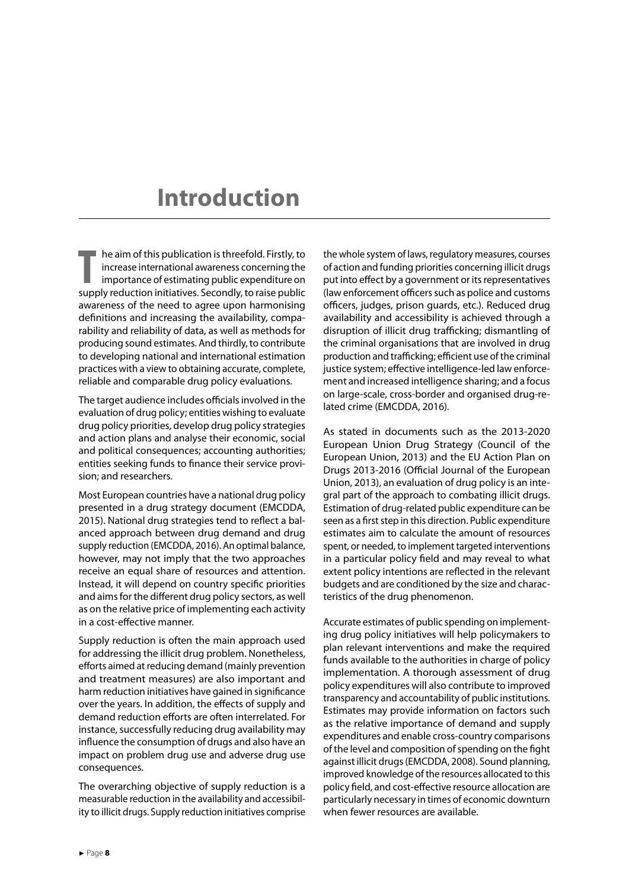# Introduction

The aim of this publication is threefold. Firstly, to increase international awareness concerning the importance of estimating public expenditure on supply reduction initiatives. Secondly, to raise public awareness of the need to agree upon harmonising definitions and increasing the availability, comparability and reliability of data, as well as methods for producing sound estimates. And thirdly, to contribute to developing national and international estimation practices with a view to obtaining accurate, complete, reliable and comparable drug policy evaluations.

The target audience includes officials involved in the evaluation of drug policy; entities wishing to evaluate drug policy priorities, develop drug policy strategies and action plans and analyse their economic, social and political consequences; accounting authorities; entities seeking funds to finance their service provision; and researchers.

Most European countries have a national drug policy presented in a drug strategy document (EMCDDA, 2015). National drug strategies tend to reflect a balanced approach between drug demand and drug supply reduction (EMCDDA, 2016). An optimal balance, however, may not imply that the two approaches receive an equal share of resources and attention. Instead, it will depend on country specific priorities and aims for the different drug policy sectors, as well as on the relative price of implementing each activity in a cost-effective manner.

Supply reduction is often the main approach used for addressing the illicit drug problem. Nonetheless, efforts aimed at reducing demand (mainly prevention and treatment measures) are also important and harm reduction initiatives have gained in significance over the years. In addition, the effects of supply and demand reduction efforts are often interrelated. For instance, successfully reducing drug availability may influence the consumption of drugs and also have an impact on problem drug use and adverse drug use consequences.

The overarching objective of supply reduction is a measurable reduction in the availability and accessibility to illicit drugs. Supply reduction initiatives comprise the whole system of laws, regulatory measures, courses of action and funding priorities concerning illicit drugs put into effect by a government or its representatives (law enforcement officers such as police and customs officers, judges, prison guards, etc.). Reduced drug availability and accessibility is achieved through a disruption of illicit drug trafficking; dismantling of the criminal organisations that are involved in drug production and trafficking; efficient use of the criminal justice system; effective intelligence-led law enforcement and increased intelligence sharing; and a focus on large-scale, cross-border and organised drug-related crime (EMCDDA, 2016).

As stated in documents such as the 2013-2020 European Union Drug Strategy (Council of the European Union, 2013) and the EU Action Plan on Drugs 2013-2016 (Official Journal of the European Union, 2013), an evaluation of drug policy is an integral part of the approach to combating illicit drugs. Estimation of drug-related public expenditure can be seen as a first step in this direction. Public expenditure estimates aim to calculate the amount of resources spent, or needed, to implement targeted interventions in a particular policy field and may reveal to what extent policy intentions are reflected in the relevant budgets and are conditioned by the size and characteristics of the drug phenomenon.

Accurate estimates of public spending on implementing drug policy initiatives will help policymakers to plan relevant interventions and make the required funds available to the authorities in charge of policy implementation. A thorough assessment of drug policy expenditures will also contribute to improved transparency and accountability of public institutions. Estimates may provide information on factors such as the relative importance of demand and supply expenditures and enable cross-country comparisons of the level and composition of spending on the fight against illicit drugs (EMCDDA, 2008). Sound planning, improved knowledge of the resources allocated to this policy field, and cost-effective resource allocation are particularly necessary in times of economic downturn when fewer resources are available.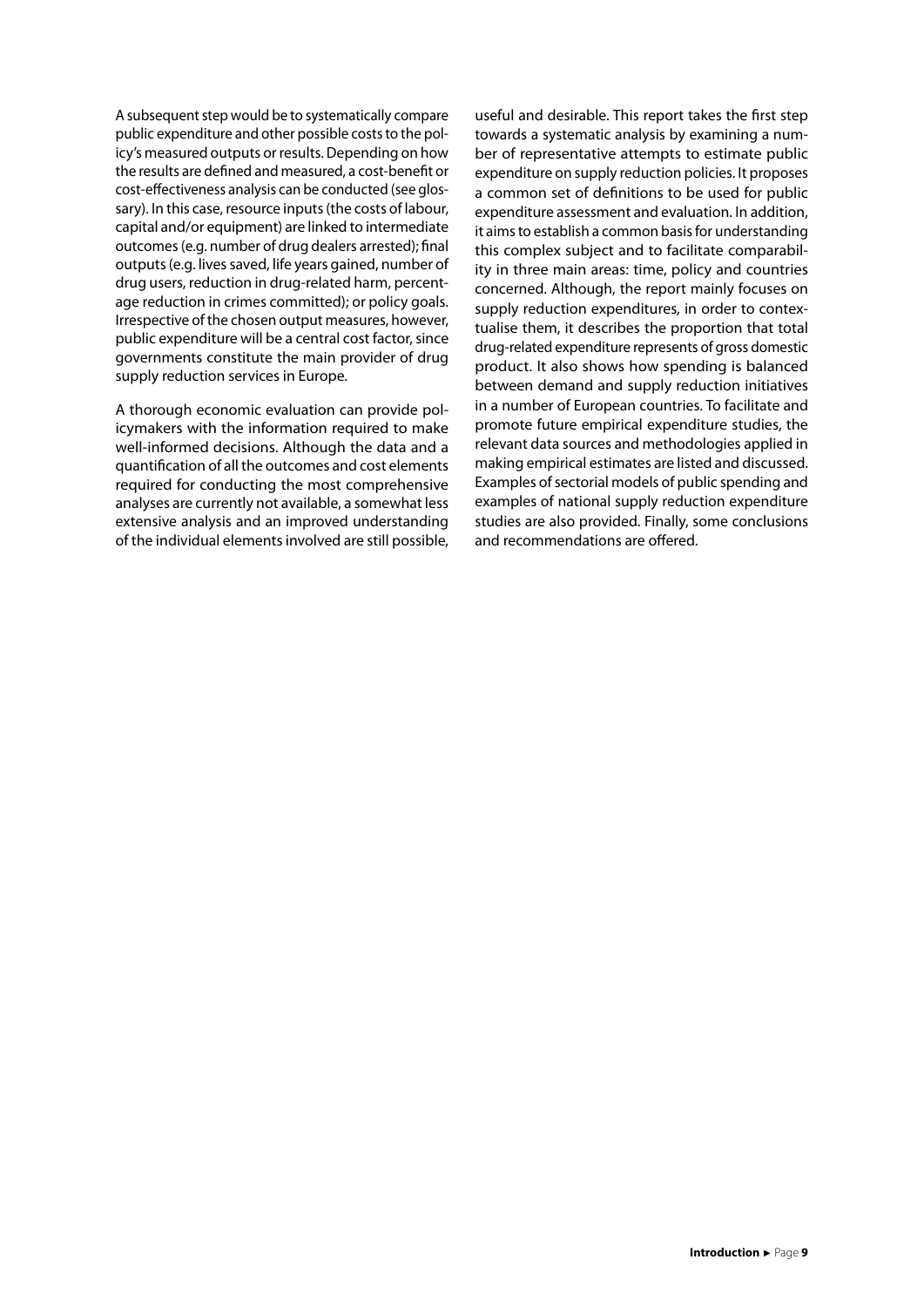A subsequent step would be to systematically compare public expenditure and other possible costs to the policy's measured outputs or results. Depending on how the results are defined and measured, a cost-benefit or cost-effectiveness analysis can be conducted (see glossary). In this case, resource inputs (the costs of labour, capital and/or equipment) are linked to intermediate outcomes (e.g. number of drug dealers arrested); final outputs (e.g. lives saved, life years gained, number of drug users, reduction in drug-related harm, percentage reduction in crimes committed); or policy goals. Irrespective of the chosen output measures, however, public expenditure will be a central cost factor, since governments constitute the main provider of drug supply reduction services in Europe.

A thorough economic evaluation can provide policymakers with the information required to make well-informed decisions. Although the data and a quantification of all the outcomes and cost elements required for conducting the most comprehensive analyses are currently not available, a somewhat less extensive analysis and an improved understanding of the individual elements involved are still possible, useful and desirable. This report takes the first step towards a systematic analysis by examining a number of representative attempts to estimate public expenditure on supply reduction policies. It proposes a common set of definitions to be used for public expenditure assessment and evaluation. In addition, it aims to establish a common basis for understanding this complex subject and to facilitate comparability in three main areas: time, policy and countries concerned. Although, the report mainly focuses on supply reduction expenditures, in order to contextualise them, it describes the proportion that total drug-related expenditure represents of gross domestic product. It also shows how spending is balanced between demand and supply reduction initiatives in a number of European countries. To facilitate and promote future empirical expenditure studies, the relevant data sources and methodologies applied in making empirical estimates are listed and discussed. Examples of sectorial models of public spending and examples of national supply reduction expenditure studies are also provided. Finally, some conclusions and recommendations are offered.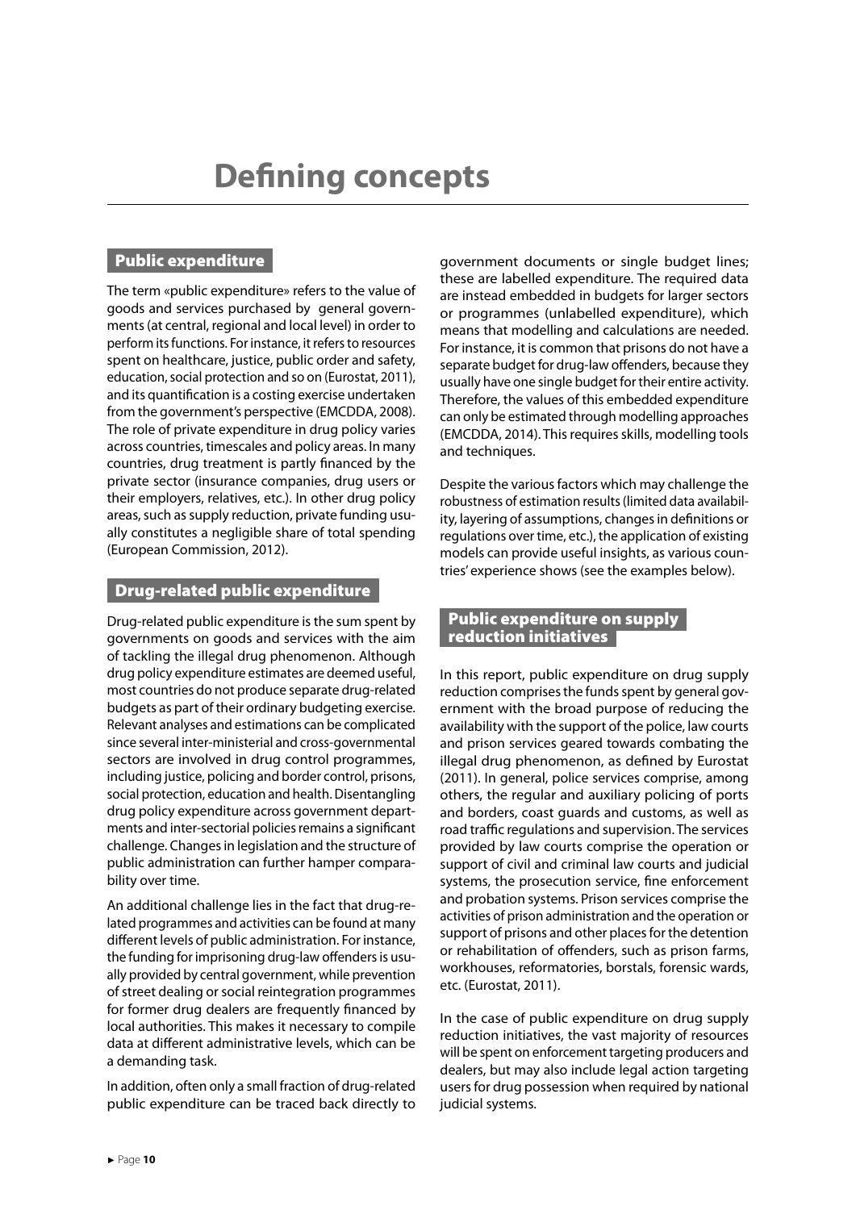# Defining concepts

## Public expenditure

The term «public expenditure» refers to the value of goods and services purchased by general governments (at central, regional and local level) in order to perform its functions. For instance, it refers to resources spent on healthcare, justice, public order and safety, education, social protection and so on (Eurostat, 2011), and its quantification is a costing exercise undertaken from the government's perspective (EMCDDA, 2008). The role of private expenditure in drug policy varies across countries, timescales and policy areas. In many countries, drug treatment is partly financed by the private sector (insurance companies, drug users or their employers, relatives, etc.). In other drug policy areas, such as supply reduction, private funding usually constitutes a negligible share of total spending (European Commission, 2012).

## Drug-related public expenditure

Drug-related public expenditure is the sum spent by governments on goods and services with the aim of tackling the illegal drug phenomenon. Although drug policy expenditure estimates are deemed useful, most countries do not produce separate drug-related budgets as part of their ordinary budgeting exercise. Relevant analyses and estimations can be complicated since several inter-ministerial and cross-governmental sectors are involved in drug control programmes, including justice, policing and border control, prisons, social protection, education and health. Disentangling drug policy expenditure across government departments and inter-sectorial policies remains a significant challenge. Changes in legislation and the structure of public administration can further hamper comparability over time.

An additional challenge lies in the fact that drug-related programmes and activities can be found at many different levels of public administration. For instance, the funding for imprisoning drug-law offenders is usually provided by central government, while prevention of street dealing or social reintegration programmes for former drug dealers are frequently financed by local authorities. This makes it necessary to compile data at different administrative levels, which can be a demanding task.

In addition, often only a small fraction of drug-related public expenditure can be traced back directly to government documents or single budget lines; these are labelled expenditure. The required data are instead embedded in budgets for larger sectors or programmes (unlabelled expenditure), which means that modelling and calculations are needed. For instance, it is common that prisons do not have a separate budget for drug-law offenders, because they usually have one single budget for their entire activity. Therefore, the values of this embedded expenditure can only be estimated through modelling approaches (EMCDDA, 2014). This requires skills, modelling tools and techniques.

Despite the various factors which may challenge the robustness of estimation results (limited data availability, layering of assumptions, changes in definitions or regulations over time, etc.), the application of existing models can provide useful insights, as various countries' experience shows (see the examples below).

## Public expenditure on supply reduction initiatives

In this report, public expenditure on drug supply reduction comprises the funds spent by general government with the broad purpose of reducing the availability with the support of the police, law courts and prison services geared towards combating the illegal drug phenomenon, as defined by Eurostat (2011). In general, police services comprise, among others, the regular and auxiliary policing of ports and borders, coast guards and customs, as well as road traffic regulations and supervision. The services provided by law courts comprise the operation or support of civil and criminal law courts and judicial systems, the prosecution service, fine enforcement and probation systems. Prison services comprise the activities of prison administration and the operation or support of prisons and other places for the detention or rehabilitation of offenders, such as prison farms, workhouses, reformatories, borstals, forensic wards, etc. (Eurostat, 2011).

In the case of public expenditure on drug supply reduction initiatives, the vast majority of resources will be spent on enforcement targeting producers and dealers, but may also include legal action targeting users for drug possession when required by national judicial systems.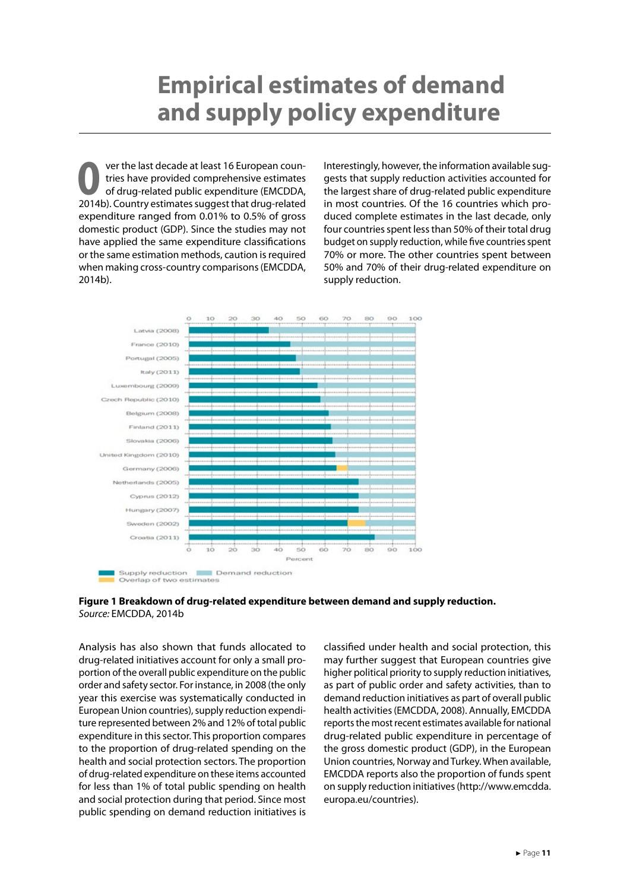# Empirical estimates of demand and supply policy expenditure

Over the last decade at least 16 European countries have provided comprehensive estimates of drug-related public expenditure (EMCDDA, 2014b). Country estimates suggest that drug-related expenditure ranged from 0.01% to 0.5% of gross domestic product (GDP). Since the studies may not have applied the same expenditure classifications or the same estimation methods, caution is required when making cross-country comparisons (EMCDDA, 2014b).

Interestingly, however, the information available suggests that supply reduction activities accounted for the largest share of drug-related public expenditure in most countries. Of the 16 countries which produced complete estimates in the last decade, only four countries spent less than 50% of their total drug budget on supply reduction, while five countries spent 70% or more. The other countries spent between 50% and 70% of their drug-related expenditure on supply reduction.

**Figure 1 Breakdown of drug-related expenditure between demand and supply reduction.**
*Source:* EMCDDA, 2014b

Analysis has also shown that funds allocated to drug-related initiatives account for only a small proportion of the overall public expenditure on the public order and safety sector. For instance, in 2008 (the only year this exercise was systematically conducted in European Union countries), supply reduction expenditure represented between 2% and 12% of total public expenditure in this sector. This proportion compares to the proportion of drug-related spending on the health and social protection sectors. The proportion of drug-related expenditure on these items accounted for less than 1% of total public spending on health and social protection during that period. Since most public spending on demand reduction initiatives is classified under health and social protection, this may further suggest that European countries give higher political priority to supply reduction initiatives, as part of public order and safety activities, than to demand reduction initiatives as part of overall public health activities (EMCDDA, 2008). Annually, EMCDDA reports the most recent estimates available for national drug-related public expenditure in percentage of the gross domestic product (GDP), in the European Union countries, Norway and Turkey. When available, EMCDDA reports also the proportion of funds spent on supply reduction initiatives (http://www.emcdda.europa.eu/countries).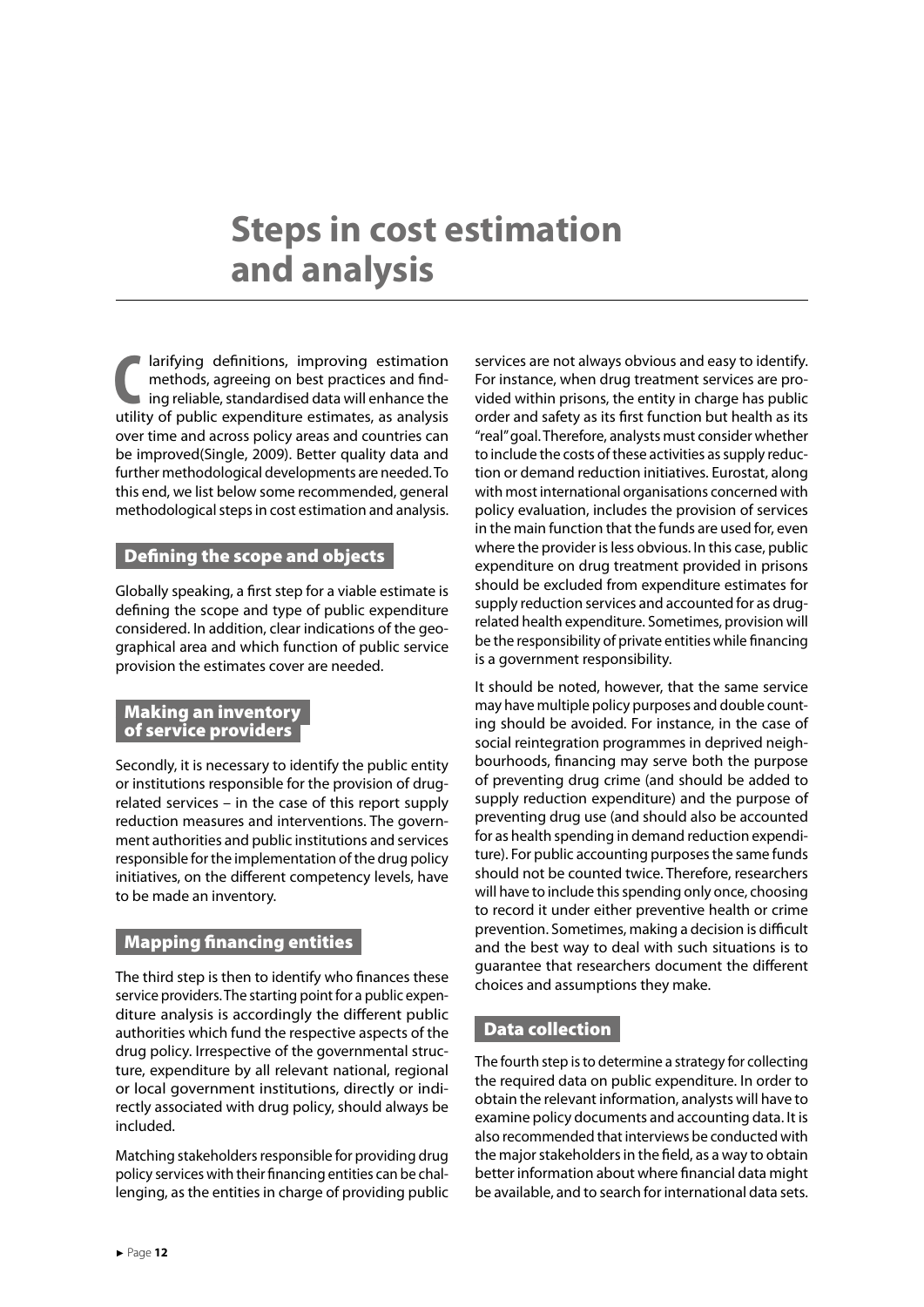# Steps in cost estimation and analysis

Clarifying definitions, improving estimation methods, agreeing on best practices and finding reliable, standardised data will enhance the utility of public expenditure estimates, as analysis over time and across policy areas and countries can be improved(Single, 2009). Better quality data and further methodological developments are needed. To this end, we list below some recommended, general methodological steps in cost estimation and analysis.

## Defining the scope and objects

Globally speaking, a first step for a viable estimate is defining the scope and type of public expenditure considered. In addition, clear indications of the geographical area and which function of public service provision the estimates cover are needed.

## Making an inventory of service providers

Secondly, it is necessary to identify the public entity or institutions responsible for the provision of drug-related services – in the case of this report supply reduction measures and interventions. The government authorities and public institutions and services responsible for the implementation of the drug policy initiatives, on the different competency levels, have to be made an inventory.

## Mapping financing entities

The third step is then to identify who finances these service providers. The starting point for a public expenditure analysis is accordingly the different public authorities which fund the respective aspects of the drug policy. Irrespective of the governmental structure, expenditure by all relevant national, regional or local government institutions, directly or indirectly associated with drug policy, should always be included.

Matching stakeholders responsible for providing drug policy services with their financing entities can be challenging, as the entities in charge of providing public services are not always obvious and easy to identify. For instance, when drug treatment services are provided within prisons, the entity in charge has public order and safety as its first function but health as its "real" goal. Therefore, analysts must consider whether to include the costs of these activities as supply reduction or demand reduction initiatives. Eurostat, along with most international organisations concerned with policy evaluation, includes the provision of services in the main function that the funds are used for, even where the provider is less obvious. In this case, public expenditure on drug treatment provided in prisons should be excluded from expenditure estimates for supply reduction services and accounted for as drug-related health expenditure. Sometimes, provision will be the responsibility of private entities while financing is a government responsibility.

It should be noted, however, that the same service may have multiple policy purposes and double counting should be avoided. For instance, in the case of social reintegration programmes in deprived neighbourhoods, financing may serve both the purpose of preventing drug crime (and should be added to supply reduction expenditure) and the purpose of preventing drug use (and should also be accounted for as health spending in demand reduction expenditure). For public accounting purposes the same funds should not be counted twice. Therefore, researchers will have to include this spending only once, choosing to record it under either preventive health or crime prevention. Sometimes, making a decision is difficult and the best way to deal with such situations is to guarantee that researchers document the different choices and assumptions they make.

## Data collection

The fourth step is to determine a strategy for collecting the required data on public expenditure. In order to obtain the relevant information, analysts will have to examine policy documents and accounting data. It is also recommended that interviews be conducted with the major stakeholders in the field, as a way to obtain better information about where financial data might be available, and to search for international data sets.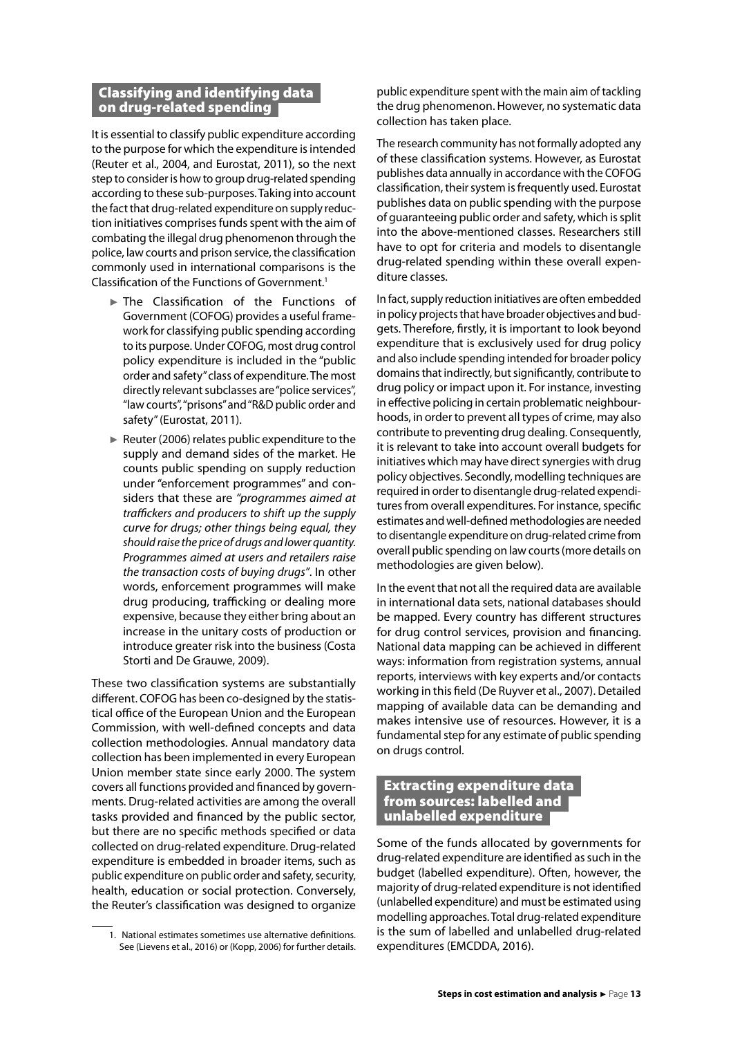## Classifying and identifying data on drug-related spending

It is essential to classify public expenditure according to the purpose for which the expenditure is intended (Reuter et al., 2004, and Eurostat, 2011), so the next step to consider is how to group drug-related spending according to these sub-purposes. Taking into account the fact that drug-related expenditure on supply reduction initiatives comprises funds spent with the aim of combating the illegal drug phenomenon through the police, law courts and prison service, the classification commonly used in international comparisons is the Classification of the Functions of Government.[1]

- The Classification of the Functions of Government (COFOG) provides a useful framework for classifying public spending according to its purpose. Under COFOG, most drug control policy expenditure is included in the "public order and safety" class of expenditure. The most directly relevant subclasses are "police services", "law courts", "prisons" and "R&D public order and safety" (Eurostat, 2011).
- Reuter (2006) relates public expenditure to the supply and demand sides of the market. He counts public spending on supply reduction under "enforcement programmes" and considers that these are *"programmes aimed at traffickers and producers to shift up the supply curve for drugs; other things being equal, they should raise the price of drugs and lower quantity. Programmes aimed at users and retailers raise the transaction costs of buying drugs"*. In other words, enforcement programmes will make drug producing, trafficking or dealing more expensive, because they either bring about an increase in the unitary costs of production or introduce greater risk into the business (Costa Storti and De Grauwe, 2009).

These two classification systems are substantially different. COFOG has been co-designed by the statistical office of the European Union and the European Commission, with well-defined concepts and data collection methodologies. Annual mandatory data collection has been implemented in every European Union member state since early 2000. The system covers all functions provided and financed by governments. Drug-related activities are among the overall tasks provided and financed by the public sector, but there are no specific methods specified or data collected on drug-related expenditure. Drug-related expenditure is embedded in broader items, such as public expenditure on public order and safety, security, health, education or social protection. Conversely, the Reuter's classification was designed to organize public expenditure spent with the main aim of tackling the drug phenomenon. However, no systematic data collection has taken place.

The research community has not formally adopted any of these classification systems. However, as Eurostat publishes data annually in accordance with the COFOG classification, their system is frequently used. Eurostat publishes data on public spending with the purpose of guaranteeing public order and safety, which is split into the above-mentioned classes. Researchers still have to opt for criteria and models to disentangle drug-related spending within these overall expenditure classes.

In fact, supply reduction initiatives are often embedded in policy projects that have broader objectives and budgets. Therefore, firstly, it is important to look beyond expenditure that is exclusively used for drug policy and also include spending intended for broader policy domains that indirectly, but significantly, contribute to drug policy or impact upon it. For instance, investing in effective policing in certain problematic neighbourhoods, in order to prevent all types of crime, may also contribute to preventing drug dealing. Consequently, it is relevant to take into account overall budgets for initiatives which may have direct synergies with drug policy objectives. Secondly, modelling techniques are required in order to disentangle drug-related expenditures from overall expenditures. For instance, specific estimates and well-defined methodologies are needed to disentangle expenditure on drug-related crime from overall public spending on law courts (more details on methodologies are given below).

In the event that not all the required data are available in international data sets, national databases should be mapped. Every country has different structures for drug control services, provision and financing. National data mapping can be achieved in different ways: information from registration systems, annual reports, interviews with key experts and/or contacts working in this field (De Ruyver et al., 2007). Detailed mapping of available data can be demanding and makes intensive use of resources. However, it is a fundamental step for any estimate of public spending on drugs control.

## Extracting expenditure data from sources: labelled and unlabelled expenditure

Some of the funds allocated by governments for drug-related expenditure are identified as such in the budget (labelled expenditure). Often, however, the majority of drug-related expenditure is not identified (unlabelled expenditure) and must be estimated using modelling approaches. Total drug-related expenditure is the sum of labelled and unlabelled drug-related expenditures (EMCDDA, 2016).

---

1. National estimates sometimes use alternative definitions. See (Lievens et al., 2016) or (Kopp, 2006) for further details.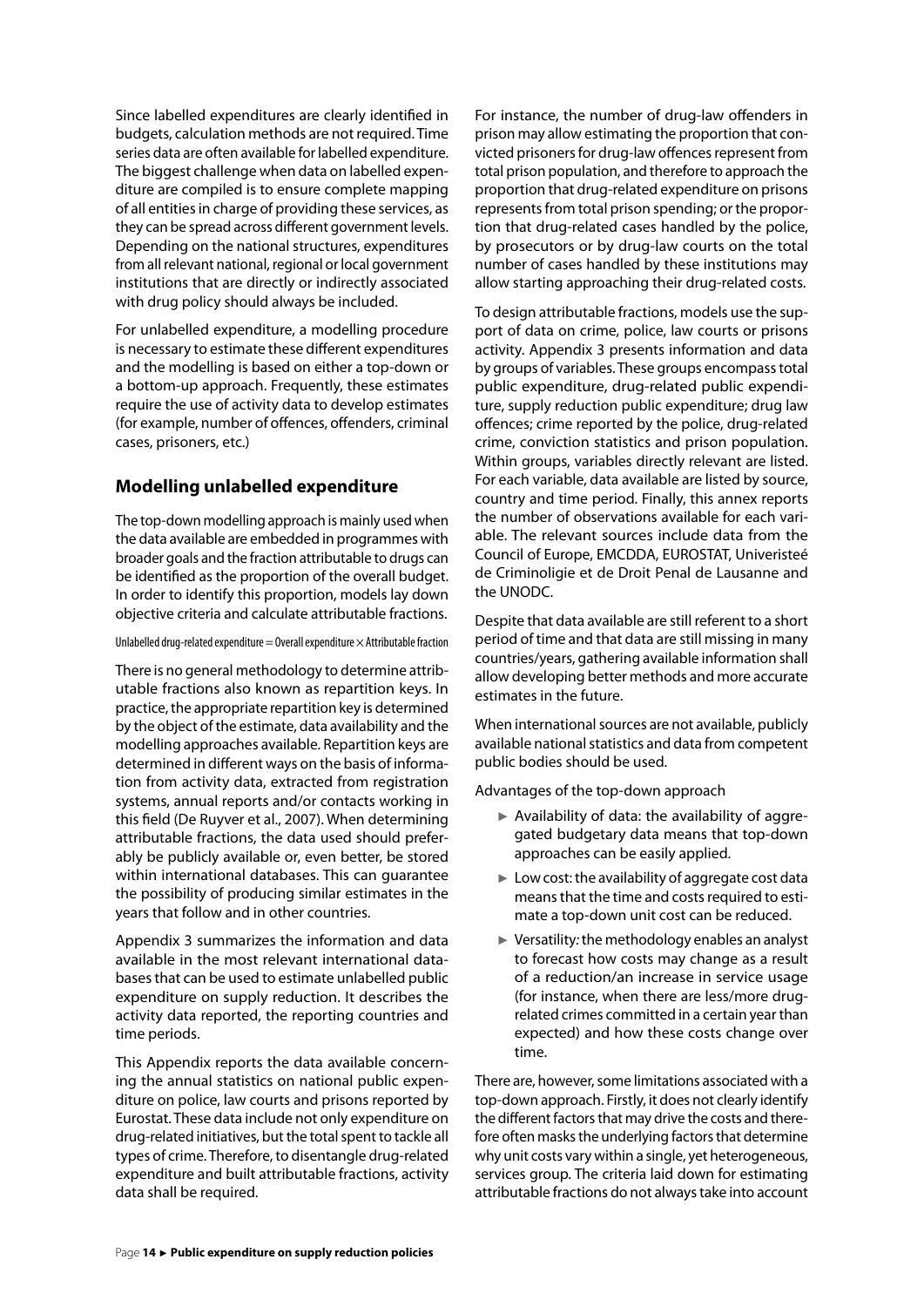Since labelled expenditures are clearly identified in budgets, calculation methods are not required. Time series data are often available for labelled expenditure. The biggest challenge when data on labelled expenditure are compiled is to ensure complete mapping of all entities in charge of providing these services, as they can be spread across different government levels. Depending on the national structures, expenditures from all relevant national, regional or local government institutions that are directly or indirectly associated with drug policy should always be included.

For unlabelled expenditure, a modelling procedure is necessary to estimate these different expenditures and the modelling is based on either a top-down or a bottom-up approach. Frequently, these estimates require the use of activity data to develop estimates (for example, number of offences, offenders, criminal cases, prisoners, etc.)

## Modelling unlabelled expenditure

The top-down modelling approach is mainly used when the data available are embedded in programmes with broader goals and the fraction attributable to drugs can be identified as the proportion of the overall budget. In order to identify this proportion, models lay down objective criteria and calculate attributable fractions.

$$\text{Unlabelled drug-related expenditure} = \text{Overall expenditure} \times \text{Attributable fraction}$$

There is no general methodology to determine attributable fractions also known as repartition keys. In practice, the appropriate repartition key is determined by the object of the estimate, data availability and the modelling approaches available. Repartition keys are determined in different ways on the basis of information from activity data, extracted from registration systems, annual reports and/or contacts working in this field (De Ruyver et al., 2007). When determining attributable fractions, the data used should preferably be publicly available or, even better, be stored within international databases. This can guarantee the possibility of producing similar estimates in the years that follow and in other countries.

Appendix 3 summarizes the information and data available in the most relevant international databases that can be used to estimate unlabelled public expenditure on supply reduction. It describes the activity data reported, the reporting countries and time periods.

This Appendix reports the data available concerning the annual statistics on national public expenditure on police, law courts and prisons reported by Eurostat. These data include not only expenditure on drug-related initiatives, but the total spent to tackle all types of crime. Therefore, to disentangle drug-related expenditure and built attributable fractions, activity data shall be required.

For instance, the number of drug-law offenders in prison may allow estimating the proportion that convicted prisoners for drug-law offences represent from total prison population, and therefore to approach the proportion that drug-related expenditure on prisons represents from total prison spending; or the proportion that drug-related cases handled by the police, by prosecutors or by drug-law courts on the total number of cases handled by these institutions may allow starting approaching their drug-related costs.

To design attributable fractions, models use the support of data on crime, police, law courts or prisons activity. Appendix 3 presents information and data by groups of variables. These groups encompass total public expenditure, drug-related public expenditure, supply reduction public expenditure; drug law offences; crime reported by the police, drug-related crime, conviction statistics and prison population. Within groups, variables directly relevant are listed. For each variable, data available are listed by source, country and time period. Finally, this annex reports the number of observations available for each variable. The relevant sources include data from the Council of Europe, EMCDDA, EUROSTAT, Univeristeé de Criminoligie et de Droit Penal de Lausanne and the UNODC.

Despite that data available are still referent to a short period of time and that data are still missing in many countries/years, gathering available information shall allow developing better methods and more accurate estimates in the future.

When international sources are not available, publicly available national statistics and data from competent public bodies should be used.

Advantages of the top-down approach

- Availability of data: the availability of aggregated budgetary data means that top-down approaches can be easily applied.
- Low cost: the availability of aggregate cost data means that the time and costs required to estimate a top-down unit cost can be reduced.
- Versatility: the methodology enables an analyst to forecast how costs may change as a result of a reduction/an increase in service usage (for instance, when there are less/more drug-related crimes committed in a certain year than expected) and how these costs change over time.

There are, however, some limitations associated with a top-down approach. Firstly, it does not clearly identify the different factors that may drive the costs and therefore often masks the underlying factors that determine why unit costs vary within a single, yet heterogeneous, services group. The criteria laid down for estimating attributable fractions do not always take into account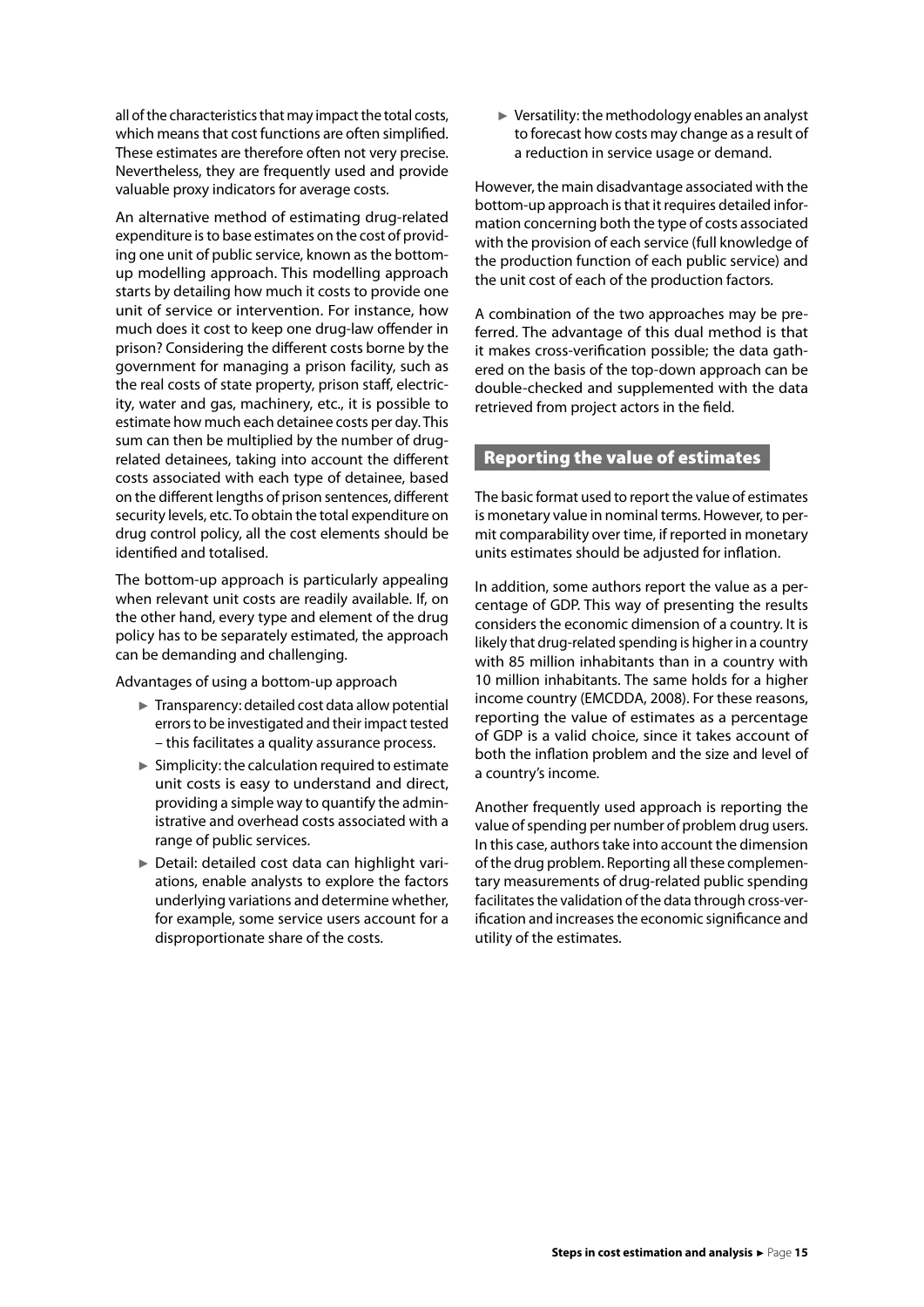all of the characteristics that may impact the total costs, which means that cost functions are often simplified. These estimates are therefore often not very precise. Nevertheless, they are frequently used and provide valuable proxy indicators for average costs.

An alternative method of estimating drug-related expenditure is to base estimates on the cost of providing one unit of public service, known as the bottom-up modelling approach. This modelling approach starts by detailing how much it costs to provide one unit of service or intervention. For instance, how much does it cost to keep one drug-law offender in prison? Considering the different costs borne by the government for managing a prison facility, such as the real costs of state property, prison staff, electricity, water and gas, machinery, etc., it is possible to estimate how much each detainee costs per day. This sum can then be multiplied by the number of drug-related detainees, taking into account the different costs associated with each type of detainee, based on the different lengths of prison sentences, different security levels, etc. To obtain the total expenditure on drug control policy, all the cost elements should be identified and totalised.

The bottom-up approach is particularly appealing when relevant unit costs are readily available. If, on the other hand, every type and element of the drug policy has to be separately estimated, the approach can be demanding and challenging.

Advantages of using a bottom-up approach

- Transparency: detailed cost data allow potential errors to be investigated and their impact tested – this facilitates a quality assurance process.
- Simplicity: the calculation required to estimate unit costs is easy to understand and direct, providing a simple way to quantify the administrative and overhead costs associated with a range of public services.
- Detail: detailed cost data can highlight variations, enable analysts to explore the factors underlying variations and determine whether, for example, some service users account for a disproportionate share of the costs.
- Versatility: the methodology enables an analyst to forecast how costs may change as a result of a reduction in service usage or demand.

However, the main disadvantage associated with the bottom-up approach is that it requires detailed information concerning both the type of costs associated with the provision of each service (full knowledge of the production function of each public service) and the unit cost of each of the production factors.

A combination of the two approaches may be preferred. The advantage of this dual method is that it makes cross-verification possible; the data gathered on the basis of the top-down approach can be double-checked and supplemented with the data retrieved from project actors in the field.

## Reporting the value of estimates

The basic format used to report the value of estimates is monetary value in nominal terms. However, to permit comparability over time, if reported in monetary units estimates should be adjusted for inflation.

In addition, some authors report the value as a percentage of GDP. This way of presenting the results considers the economic dimension of a country. It is likely that drug-related spending is higher in a country with 85 million inhabitants than in a country with 10 million inhabitants. The same holds for a higher income country (EMCDDA, 2008). For these reasons, reporting the value of estimates as a percentage of GDP is a valid choice, since it takes account of both the inflation problem and the size and level of a country's income.

Another frequently used approach is reporting the value of spending per number of problem drug users. In this case, authors take into account the dimension of the drug problem. Reporting all these complementary measurements of drug-related public spending facilitates the validation of the data through cross-verification and increases the economic significance and utility of the estimates.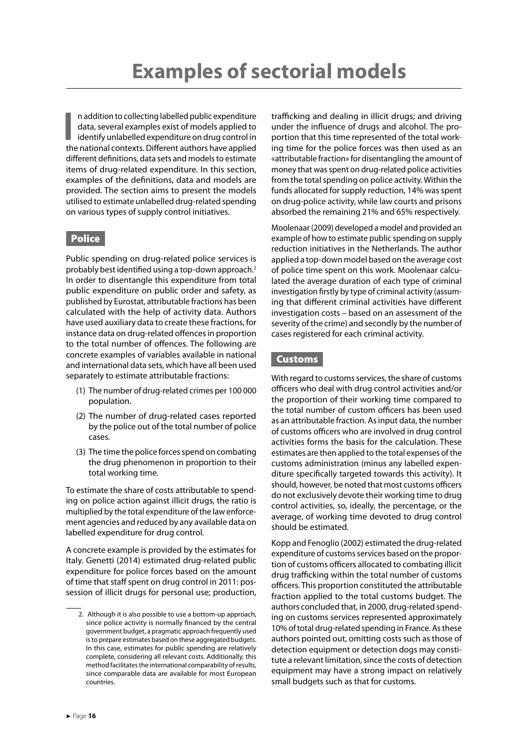# Examples of sectorial models

In addition to collecting labelled public expenditure data, several examples exist of models applied to identify unlabelled expenditure on drug control in the national contexts. Different authors have applied different definitions, data sets and models to estimate items of drug-related expenditure. In this section, examples of the definitions, data and models are provided. The section aims to present the models utilised to estimate unlabelled drug-related spending on various types of supply control initiatives.

## Police

Public spending on drug-related police services is probably best identified using a top-down approach.[2] In order to disentangle this expenditure from total public expenditure on public order and safety, as published by Eurostat, attributable fractions has been calculated with the help of activity data. Authors have used auxiliary data to create these fractions, for instance data on drug-related offences in proportion to the total number of offences. The following are concrete examples of variables available in national and international data sets, which have all been used separately to estimate attributable fractions:

(1) The number of drug-related crimes per 100 000 population.

(2) The number of drug-related cases reported by the police out of the total number of police cases.

(3) The time the police forces spend on combating the drug phenomenon in proportion to their total working time.

To estimate the share of costs attributable to spending on police action against illicit drugs, the ratio is multiplied by the total expenditure of the law enforcement agencies and reduced by any available data on labelled expenditure for drug control.

A concrete example is provided by the estimates for Italy. Genetti (2014) estimated drug-related public expenditure for police forces based on the amount of time that staff spent on drug control in 2011: possession of illicit drugs for personal use; production, trafficking and dealing in illicit drugs; and driving under the influence of drugs and alcohol. The proportion that this time represented of the total working time for the police forces was then used as an «attributable fraction» for disentangling the amount of money that was spent on drug-related police activities from the total spending on police activity. Within the funds allocated for supply reduction, 14% was spent on drug-police activity, while law courts and prisons absorbed the remaining 21% and 65% respectively.

Moolenaar (2009) developed a model and provided an example of how to estimate public spending on supply reduction initiatives in the Netherlands. The author applied a top-down model based on the average cost of police time spent on this work. Moolenaar calculated the average duration of each type of criminal investigation firstly by type of criminal activity (assuming that different criminal activities have different investigation costs – based on an assessment of the severity of the crime) and secondly by the number of cases registered for each criminal activity.

## Customs

With regard to customs services, the share of customs officers who deal with drug control activities and/or the proportion of their working time compared to the total number of custom officers has been used as an attributable fraction. As input data, the number of customs officers who are involved in drug control activities forms the basis for the calculation. These estimates are then applied to the total expenses of the customs administration (minus any labelled expenditure specifically targeted towards this activity). It should, however, be noted that most customs officers do not exclusively devote their working time to drug control activities, so, ideally, the percentage, or the average, of working time devoted to drug control should be estimated.

Kopp and Fenoglio (2002) estimated the drug-related expenditure of customs services based on the proportion of customs officers allocated to combating illicit drug trafficking within the total number of customs officers. This proportion constituted the attributable fraction applied to the total customs budget. The authors concluded that, in 2000, drug-related spending on customs services represented approximately 10% of total drug-related spending in France. As these authors pointed out, omitting costs such as those of detection equipment or detection dogs may constitute a relevant limitation, since the costs of detection equipment may have a strong impact on relatively small budgets such as that for customs.

---

2. Although it is also possible to use a bottom-up approach, since police activity is normally financed by the central government budget, a pragmatic approach frequently used is to prepare estimates based on these aggregated budgets. In this case, estimates for public spending are relatively complete, considering all relevant costs. Additionally, this method facilitates the international comparability of results, since comparable data are available for most European countries.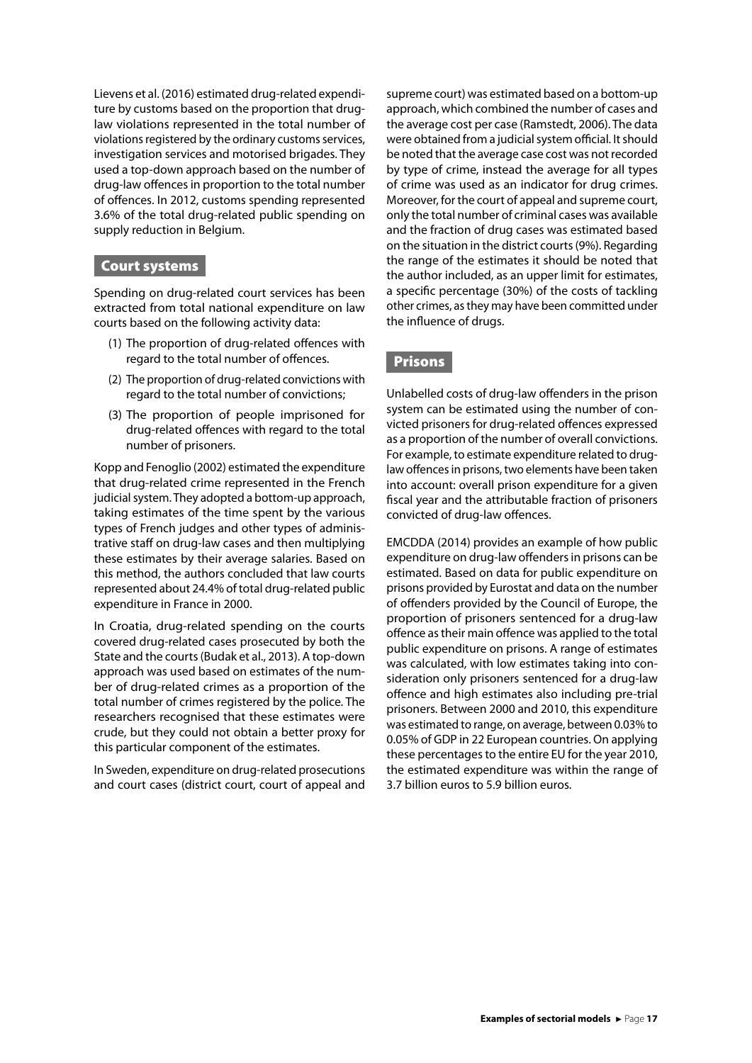Lievens et al. (2016) estimated drug-related expenditure by customs based on the proportion that drug-law violations represented in the total number of violations registered by the ordinary customs services, investigation services and motorised brigades. They used a top-down approach based on the number of drug-law offences in proportion to the total number of offences. In 2012, customs spending represented 3.6% of the total drug-related public spending on supply reduction in Belgium.

## Court systems

Spending on drug-related court services has been extracted from total national expenditure on law courts based on the following activity data:

(1) The proportion of drug-related offences with regard to the total number of offences.

(2) The proportion of drug-related convictions with regard to the total number of convictions;

(3) The proportion of people imprisoned for drug-related offences with regard to the total number of prisoners.

Kopp and Fenoglio (2002) estimated the expenditure that drug-related crime represented in the French judicial system. They adopted a bottom-up approach, taking estimates of the time spent by the various types of French judges and other types of administrative staff on drug-law cases and then multiplying these estimates by their average salaries. Based on this method, the authors concluded that law courts represented about 24.4% of total drug-related public expenditure in France in 2000.

In Croatia, drug-related spending on the courts covered drug-related cases prosecuted by both the State and the courts (Budak et al., 2013). A top-down approach was used based on estimates of the number of drug-related crimes as a proportion of the total number of crimes registered by the police. The researchers recognised that these estimates were crude, but they could not obtain a better proxy for this particular component of the estimates.

In Sweden, expenditure on drug-related prosecutions and court cases (district court, court of appeal and supreme court) was estimated based on a bottom-up approach, which combined the number of cases and the average cost per case (Ramstedt, 2006). The data were obtained from a judicial system official. It should be noted that the average case cost was not recorded by type of crime, instead the average for all types of crime was used as an indicator for drug crimes. Moreover, for the court of appeal and supreme court, only the total number of criminal cases was available and the fraction of drug cases was estimated based on the situation in the district courts (9%). Regarding the range of the estimates it should be noted that the author included, as an upper limit for estimates, a specific percentage (30%) of the costs of tackling other crimes, as they may have been committed under the influence of drugs.

## Prisons

Unlabelled costs of drug-law offenders in the prison system can be estimated using the number of convicted prisoners for drug-related offences expressed as a proportion of the number of overall convictions. For example, to estimate expenditure related to drug-law offences in prisons, two elements have been taken into account: overall prison expenditure for a given fiscal year and the attributable fraction of prisoners convicted of drug-law offences.

EMCDDA (2014) provides an example of how public expenditure on drug-law offenders in prisons can be estimated. Based on data for public expenditure on prisons provided by Eurostat and data on the number of offenders provided by the Council of Europe, the proportion of prisoners sentenced for a drug-law offence as their main offence was applied to the total public expenditure on prisons. A range of estimates was calculated, with low estimates taking into consideration only prisoners sentenced for a drug-law offence and high estimates also including pre-trial prisoners. Between 2000 and 2010, this expenditure was estimated to range, on average, between 0.03% to 0.05% of GDP in 22 European countries. On applying these percentages to the entire EU for the year 2010, the estimated expenditure was within the range of 3.7 billion euros to 5.9 billion euros.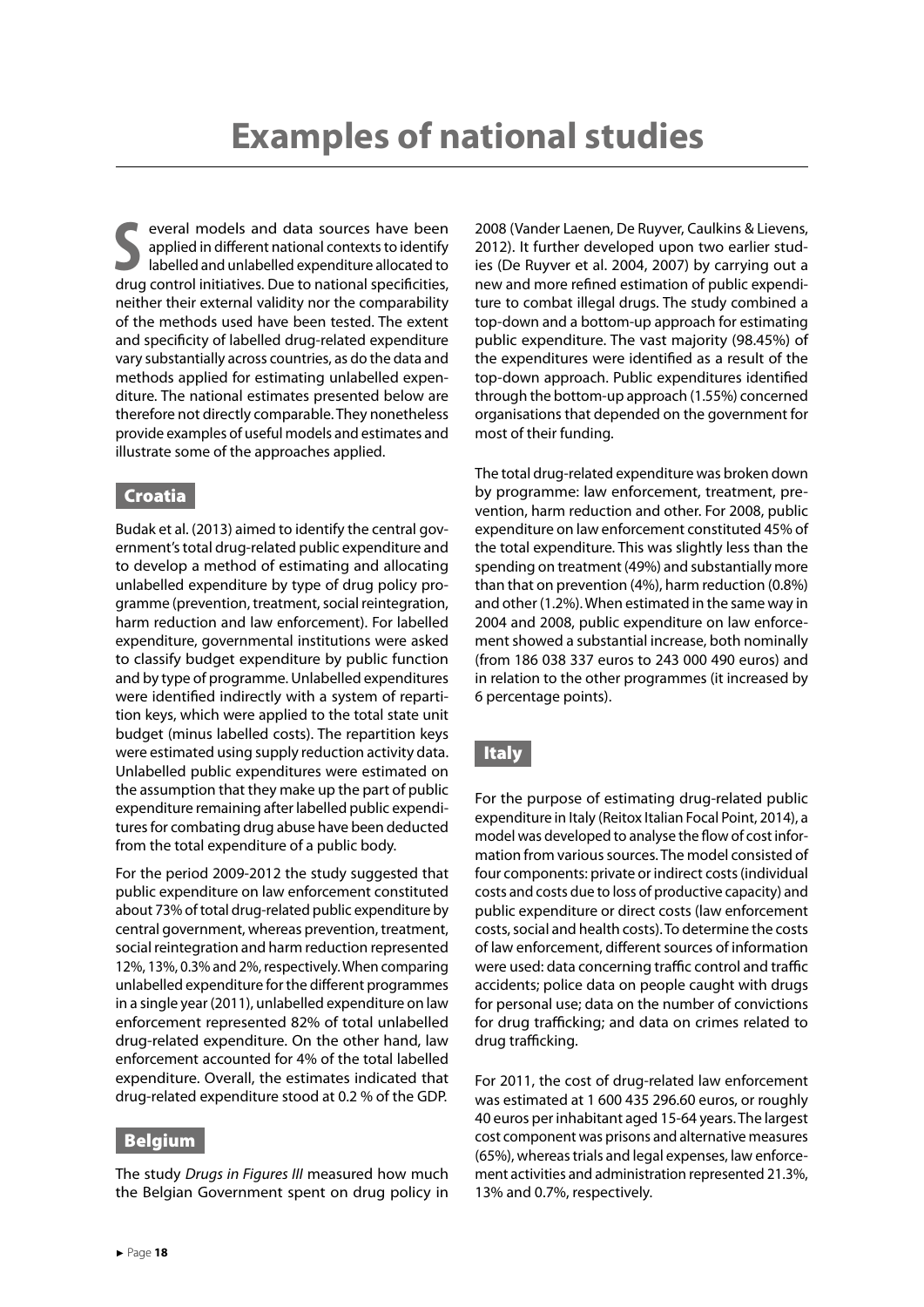# Examples of national studies

Several models and data sources have been applied in different national contexts to identify labelled and unlabelled expenditure allocated to drug control initiatives. Due to national specificities, neither their external validity nor the comparability of the methods used have been tested. The extent and specificity of labelled drug-related expenditure vary substantially across countries, as do the data and methods applied for estimating unlabelled expenditure. The national estimates presented below are therefore not directly comparable. They nonetheless provide examples of useful models and estimates and illustrate some of the approaches applied.

## Croatia

Budak et al. (2013) aimed to identify the central government's total drug-related public expenditure and to develop a method of estimating and allocating unlabelled expenditure by type of drug policy programme (prevention, treatment, social reintegration, harm reduction and law enforcement). For labelled expenditure, governmental institutions were asked to classify budget expenditure by public function and by type of programme. Unlabelled expenditures were identified indirectly with a system of repartition keys, which were applied to the total state unit budget (minus labelled costs). The repartition keys were estimated using supply reduction activity data. Unlabelled public expenditures were estimated on the assumption that they make up the part of public expenditure remaining after labelled public expenditures for combating drug abuse have been deducted from the total expenditure of a public body.

For the period 2009-2012 the study suggested that public expenditure on law enforcement constituted about 73% of total drug-related public expenditure by central government, whereas prevention, treatment, social reintegration and harm reduction represented 12%, 13%, 0.3% and 2%, respectively. When comparing unlabelled expenditure for the different programmes in a single year (2011), unlabelled expenditure on law enforcement represented 82% of total unlabelled drug-related expenditure. On the other hand, law enforcement accounted for 4% of the total labelled expenditure. Overall, the estimates indicated that drug-related expenditure stood at 0.2 % of the GDP.

## Belgium

The study *Drugs in Figures III* measured how much the Belgian Government spent on drug policy in 2008 (Vander Laenen, De Ruyver, Caulkins & Lievens, 2012). It further developed upon two earlier studies (De Ruyver et al. 2004, 2007) by carrying out a new and more refined estimation of public expenditure to combat illegal drugs. The study combined a top-down and a bottom-up approach for estimating public expenditure. The vast majority (98.45%) of the expenditures were identified as a result of the top-down approach. Public expenditures identified through the bottom-up approach (1.55%) concerned organisations that depended on the government for most of their funding.

The total drug-related expenditure was broken down by programme: law enforcement, treatment, prevention, harm reduction and other. For 2008, public expenditure on law enforcement constituted 45% of the total expenditure. This was slightly less than the spending on treatment (49%) and substantially more than that on prevention (4%), harm reduction (0.8%) and other (1.2%). When estimated in the same way in 2004 and 2008, public expenditure on law enforcement showed a substantial increase, both nominally (from 186 038 337 euros to 243 000 490 euros) and in relation to the other programmes (it increased by 6 percentage points).

## Italy

For the purpose of estimating drug-related public expenditure in Italy (Reitox Italian Focal Point, 2014), a model was developed to analyse the flow of cost information from various sources. The model consisted of four components: private or indirect costs (individual costs and costs due to loss of productive capacity) and public expenditure or direct costs (law enforcement costs, social and health costs). To determine the costs of law enforcement, different sources of information were used: data concerning traffic control and traffic accidents; police data on people caught with drugs for personal use; data on the number of convictions for drug trafficking; and data on crimes related to drug trafficking.

For 2011, the cost of drug-related law enforcement was estimated at 1 600 435 296.60 euros, or roughly 40 euros per inhabitant aged 15-64 years. The largest cost component was prisons and alternative measures (65%), whereas trials and legal expenses, law enforcement activities and administration represented 21.3%, 13% and 0.7%, respectively.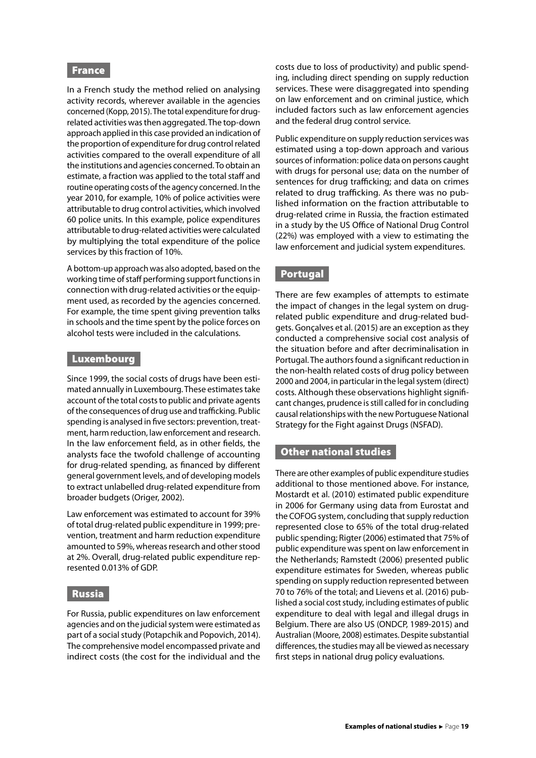## France

In a French study the method relied on analysing activity records, wherever available in the agencies concerned (Kopp, 2015). The total expenditure for drug-related activities was then aggregated. The top-down approach applied in this case provided an indication of the proportion of expenditure for drug control related activities compared to the overall expenditure of all the institutions and agencies concerned. To obtain an estimate, a fraction was applied to the total staff and routine operating costs of the agency concerned. In the year 2010, for example, 10% of police activities were attributable to drug control activities, which involved 60 police units. In this example, police expenditures attributable to drug-related activities were calculated by multiplying the total expenditure of the police services by this fraction of 10%.

A bottom-up approach was also adopted, based on the working time of staff performing support functions in connection with drug-related activities or the equipment used, as recorded by the agencies concerned. For example, the time spent giving prevention talks in schools and the time spent by the police forces on alcohol tests were included in the calculations.

## Luxembourg

Since 1999, the social costs of drugs have been estimated annually in Luxembourg. These estimates take account of the total costs to public and private agents of the consequences of drug use and trafficking. Public spending is analysed in five sectors: prevention, treatment, harm reduction, law enforcement and research. In the law enforcement field, as in other fields, the analysts face the twofold challenge of accounting for drug-related spending, as financed by different general government levels, and of developing models to extract unlabelled drug-related expenditure from broader budgets (Origer, 2002).

Law enforcement was estimated to account for 39% of total drug-related public expenditure in 1999; prevention, treatment and harm reduction expenditure amounted to 59%, whereas research and other stood at 2%. Overall, drug-related public expenditure represented 0.013% of GDP.

## Russia

For Russia, public expenditures on law enforcement agencies and on the judicial system were estimated as part of a social study (Potapchik and Popovich, 2014). The comprehensive model encompassed private and indirect costs (the cost for the individual and the costs due to loss of productivity) and public spending, including direct spending on supply reduction services. These were disaggregated into spending on law enforcement and on criminal justice, which included factors such as law enforcement agencies and the federal drug control service.

Public expenditure on supply reduction services was estimated using a top-down approach and various sources of information: police data on persons caught with drugs for personal use; data on the number of sentences for drug trafficking; and data on crimes related to drug trafficking. As there was no published information on the fraction attributable to drug-related crime in Russia, the fraction estimated in a study by the US Office of National Drug Control (22%) was employed with a view to estimating the law enforcement and judicial system expenditures.

## Portugal

There are few examples of attempts to estimate the impact of changes in the legal system on drug-related public expenditure and drug-related budgets. Gonçalves et al. (2015) are an exception as they conducted a comprehensive social cost analysis of the situation before and after decriminalisation in Portugal. The authors found a significant reduction in the non-health related costs of drug policy between 2000 and 2004, in particular in the legal system (direct) costs. Although these observations highlight significant changes, prudence is still called for in concluding causal relationships with the new Portuguese National Strategy for the Fight against Drugs (NSFAD).

## Other national studies

There are other examples of public expenditure studies additional to those mentioned above. For instance, Mostardt et al. (2010) estimated public expenditure in 2006 for Germany using data from Eurostat and the COFOG system, concluding that supply reduction represented close to 65% of the total drug-related public spending; Rigter (2006) estimated that 75% of public expenditure was spent on law enforcement in the Netherlands; Ramstedt (2006) presented public expenditure estimates for Sweden, whereas public spending on supply reduction represented between 70 to 76% of the total; and Lievens et al. (2016) published a social cost study, including estimates of public expenditure to deal with legal and illegal drugs in Belgium. There are also US (ONDCP, 1989-2015) and Australian (Moore, 2008) estimates. Despite substantial differences, the studies may all be viewed as necessary first steps in national drug policy evaluations.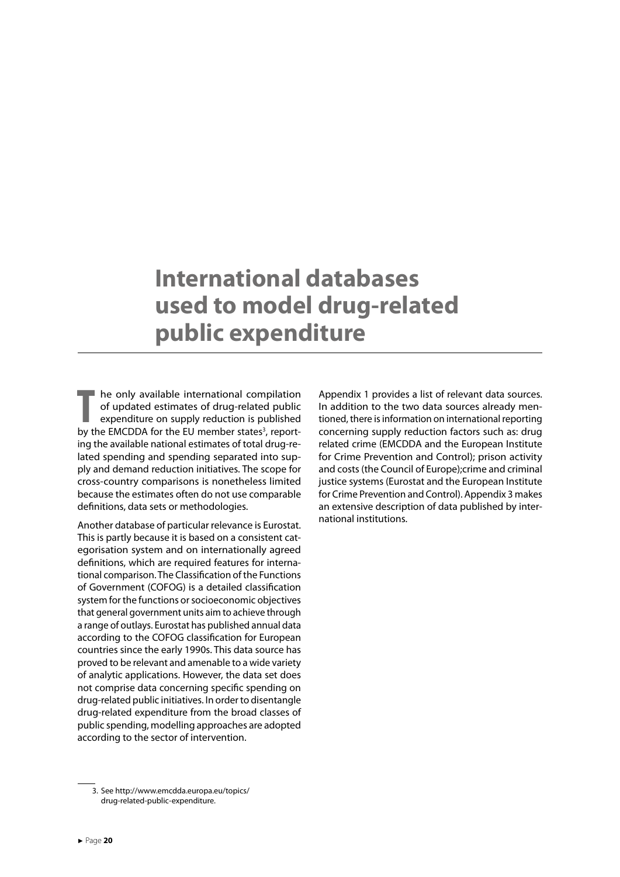# International databases used to model drug-related public expenditure

The only available international compilation of updated estimates of drug-related public expenditure on supply reduction is published by the EMCDDA for the EU member states[3], reporting the available national estimates of total drug-related spending and spending separated into supply and demand reduction initiatives. The scope for cross-country comparisons is nonetheless limited because the estimates often do not use comparable definitions, data sets or methodologies.

Another database of particular relevance is Eurostat. This is partly because it is based on a consistent categorisation system and on internationally agreed definitions, which are required features for international comparison. The Classification of the Functions of Government (COFOG) is a detailed classification system for the functions or socioeconomic objectives that general government units aim to achieve through a range of outlays. Eurostat has published annual data according to the COFOG classification for European countries since the early 1990s. This data source has proved to be relevant and amenable to a wide variety of analytic applications. However, the data set does not comprise data concerning specific spending on drug-related public initiatives. In order to disentangle drug-related expenditure from the broad classes of public spending, modelling approaches are adopted according to the sector of intervention.

Appendix 1 provides a list of relevant data sources. In addition to the two data sources already mentioned, there is information on international reporting concerning supply reduction factors such as: drug related crime (EMCDDA and the European Institute for Crime Prevention and Control); prison activity and costs (the Council of Europe);crime and criminal justice systems (Eurostat and the European Institute for Crime Prevention and Control). Appendix 3 makes an extensive description of data published by international institutions.

3. See http://www.emcdda.europa.eu/topics/drug-related-public-expenditure.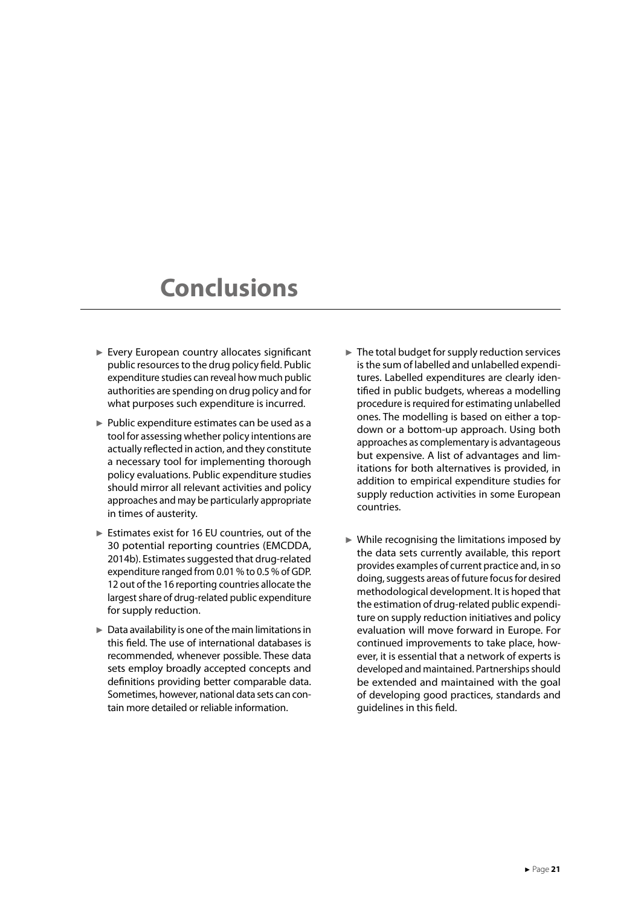# Conclusions

- Every European country allocates significant public resources to the drug policy field. Public expenditure studies can reveal how much public authorities are spending on drug policy and for what purposes such expenditure is incurred.
- Public expenditure estimates can be used as a tool for assessing whether policy intentions are actually reflected in action, and they constitute a necessary tool for implementing thorough policy evaluations. Public expenditure studies should mirror all relevant activities and policy approaches and may be particularly appropriate in times of austerity.
- Estimates exist for 16 EU countries, out of the 30 potential reporting countries (EMCDDA, 2014b). Estimates suggested that drug-related expenditure ranged from 0.01 % to 0.5 % of GDP. 12 out of the 16 reporting countries allocate the largest share of drug-related public expenditure for supply reduction.
- Data availability is one of the main limitations in this field. The use of international databases is recommended, whenever possible. These data sets employ broadly accepted concepts and definitions providing better comparable data. Sometimes, however, national data sets can contain more detailed or reliable information.
- The total budget for supply reduction services is the sum of labelled and unlabelled expenditures. Labelled expenditures are clearly identified in public budgets, whereas a modelling procedure is required for estimating unlabelled ones. The modelling is based on either a top-down or a bottom-up approach. Using both approaches as complementary is advantageous but expensive. A list of advantages and limitations for both alternatives is provided, in addition to empirical expenditure studies for supply reduction activities in some European countries.
- While recognising the limitations imposed by the data sets currently available, this report provides examples of current practice and, in so doing, suggests areas of future focus for desired methodological development. It is hoped that the estimation of drug-related public expenditure on supply reduction initiatives and policy evaluation will move forward in Europe. For continued improvements to take place, however, it is essential that a network of experts is developed and maintained. Partnerships should be extended and maintained with the goal of developing good practices, standards and guidelines in this field.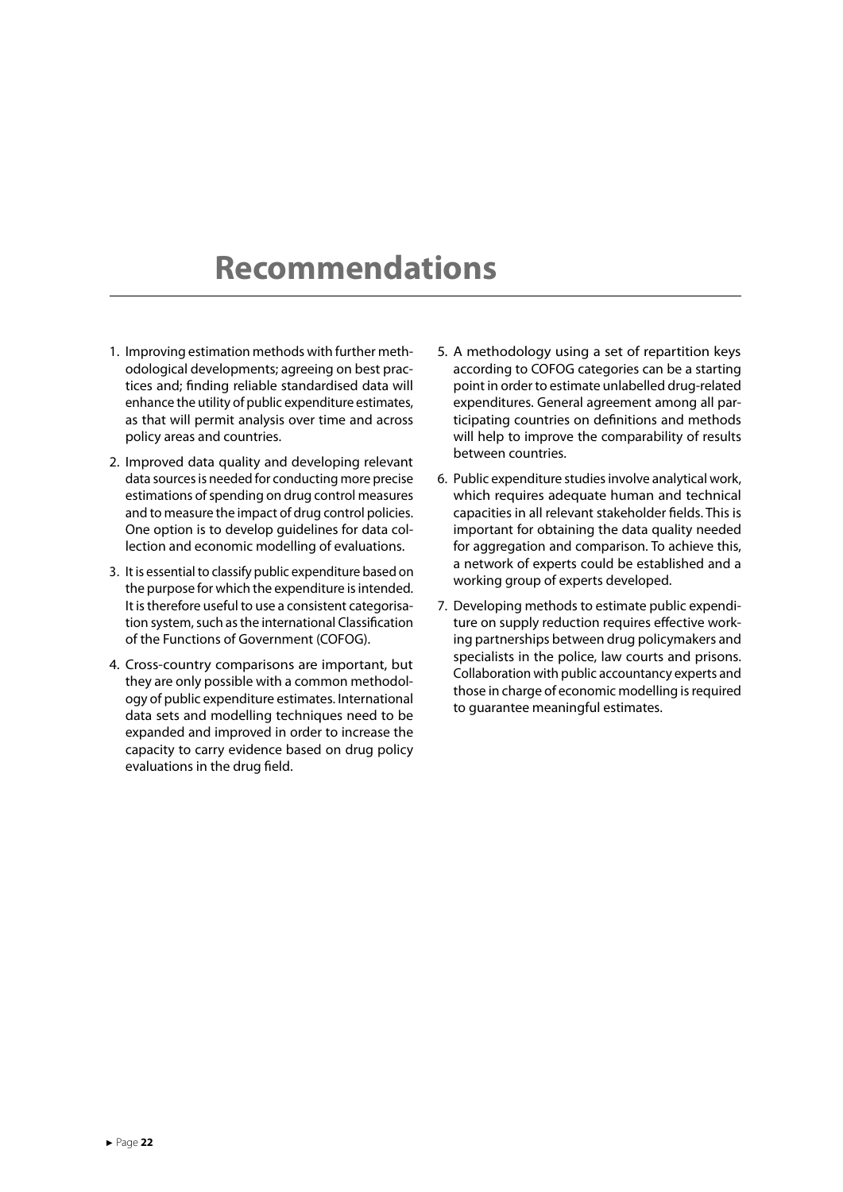# Recommendations

1. Improving estimation methods with further methodological developments; agreeing on best practices and; finding reliable standardised data will enhance the utility of public expenditure estimates, as that will permit analysis over time and across policy areas and countries.

2. Improved data quality and developing relevant data sources is needed for conducting more precise estimations of spending on drug control measures and to measure the impact of drug control policies. One option is to develop guidelines for data collection and economic modelling of evaluations.

3. It is essential to classify public expenditure based on the purpose for which the expenditure is intended. It is therefore useful to use a consistent categorisation system, such as the international Classification of the Functions of Government (COFOG).

4. Cross-country comparisons are important, but they are only possible with a common methodology of public expenditure estimates. International data sets and modelling techniques need to be expanded and improved in order to increase the capacity to carry evidence based on drug policy evaluations in the drug field.

5. A methodology using a set of repartition keys according to COFOG categories can be a starting point in order to estimate unlabelled drug-related expenditures. General agreement among all participating countries on definitions and methods will help to improve the comparability of results between countries.

6. Public expenditure studies involve analytical work, which requires adequate human and technical capacities in all relevant stakeholder fields. This is important for obtaining the data quality needed for aggregation and comparison. To achieve this, a network of experts could be established and a working group of experts developed.

7. Developing methods to estimate public expenditure on supply reduction requires effective working partnerships between drug policymakers and specialists in the police, law courts and prisons. Collaboration with public accountancy experts and those in charge of economic modelling is required to guarantee meaningful estimates.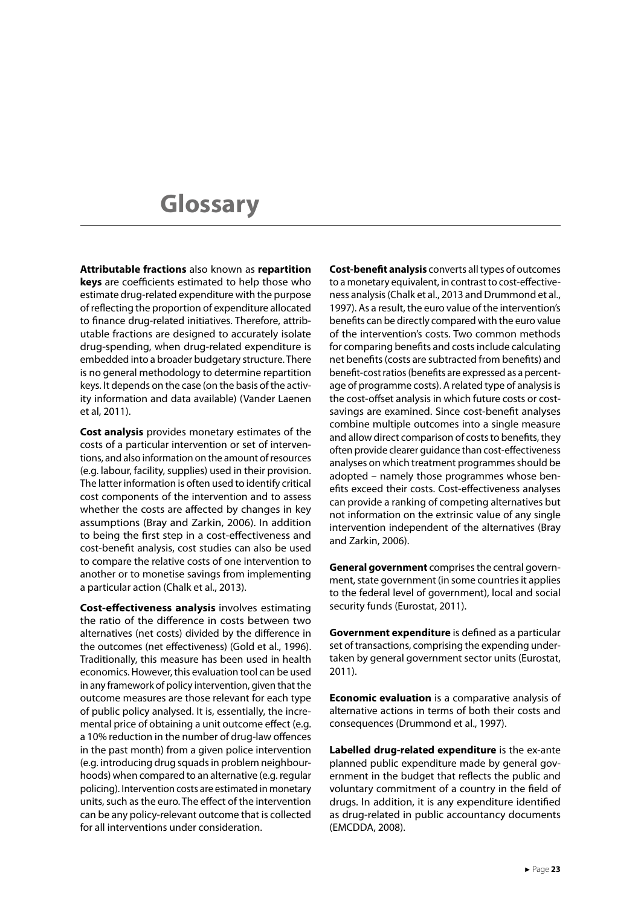# Glossary

**Attributable fractions** also known as **repartition keys** are coefficients estimated to help those who estimate drug-related expenditure with the purpose of reflecting the proportion of expenditure allocated to finance drug-related initiatives. Therefore, attributable fractions are designed to accurately isolate drug-spending, when drug-related expenditure is embedded into a broader budgetary structure. There is no general methodology to determine repartition keys. It depends on the case (on the basis of the activity information and data available) (Vander Laenen et al, 2011).

**Cost analysis** provides monetary estimates of the costs of a particular intervention or set of interventions, and also information on the amount of resources (e.g. labour, facility, supplies) used in their provision. The latter information is often used to identify critical cost components of the intervention and to assess whether the costs are affected by changes in key assumptions (Bray and Zarkin, 2006). In addition to being the first step in a cost-effectiveness and cost-benefit analysis, cost studies can also be used to compare the relative costs of one intervention to another or to monetise savings from implementing a particular action (Chalk et al., 2013).

**Cost-effectiveness analysis** involves estimating the ratio of the difference in costs between two alternatives (net costs) divided by the difference in the outcomes (net effectiveness) (Gold et al., 1996). Traditionally, this measure has been used in health economics. However, this evaluation tool can be used in any framework of policy intervention, given that the outcome measures are those relevant for each type of public policy analysed. It is, essentially, the incremental price of obtaining a unit outcome effect (e.g. a 10% reduction in the number of drug-law offences in the past month) from a given police intervention (e.g. introducing drug squads in problem neighbourhoods) when compared to an alternative (e.g. regular policing). Intervention costs are estimated in monetary units, such as the euro. The effect of the intervention can be any policy-relevant outcome that is collected for all interventions under consideration.

**Cost-benefit analysis** converts all types of outcomes to a monetary equivalent, in contrast to cost-effectiveness analysis (Chalk et al., 2013 and Drummond et al., 1997). As a result, the euro value of the intervention's benefits can be directly compared with the euro value of the intervention's costs. Two common methods for comparing benefits and costs include calculating net benefits (costs are subtracted from benefits) and benefit-cost ratios (benefits are expressed as a percentage of programme costs). A related type of analysis is the cost-offset analysis in which future costs or cost-savings are examined. Since cost-benefit analyses combine multiple outcomes into a single measure and allow direct comparison of costs to benefits, they often provide clearer guidance than cost-effectiveness analyses on which treatment programmes should be adopted – namely those programmes whose benefits exceed their costs. Cost-effectiveness analyses can provide a ranking of competing alternatives but not information on the extrinsic value of any single intervention independent of the alternatives (Bray and Zarkin, 2006).

**General government** comprises the central government, state government (in some countries it applies to the federal level of government), local and social security funds (Eurostat, 2011).

**Government expenditure** is defined as a particular set of transactions, comprising the expending undertaken by general government sector units (Eurostat, 2011).

**Economic evaluation** is a comparative analysis of alternative actions in terms of both their costs and consequences (Drummond et al., 1997).

**Labelled drug-related expenditure** is the ex-ante planned public expenditure made by general government in the budget that reflects the public and voluntary commitment of a country in the field of drugs. In addition, it is any expenditure identified as drug-related in public accountancy documents (EMCDDA, 2008).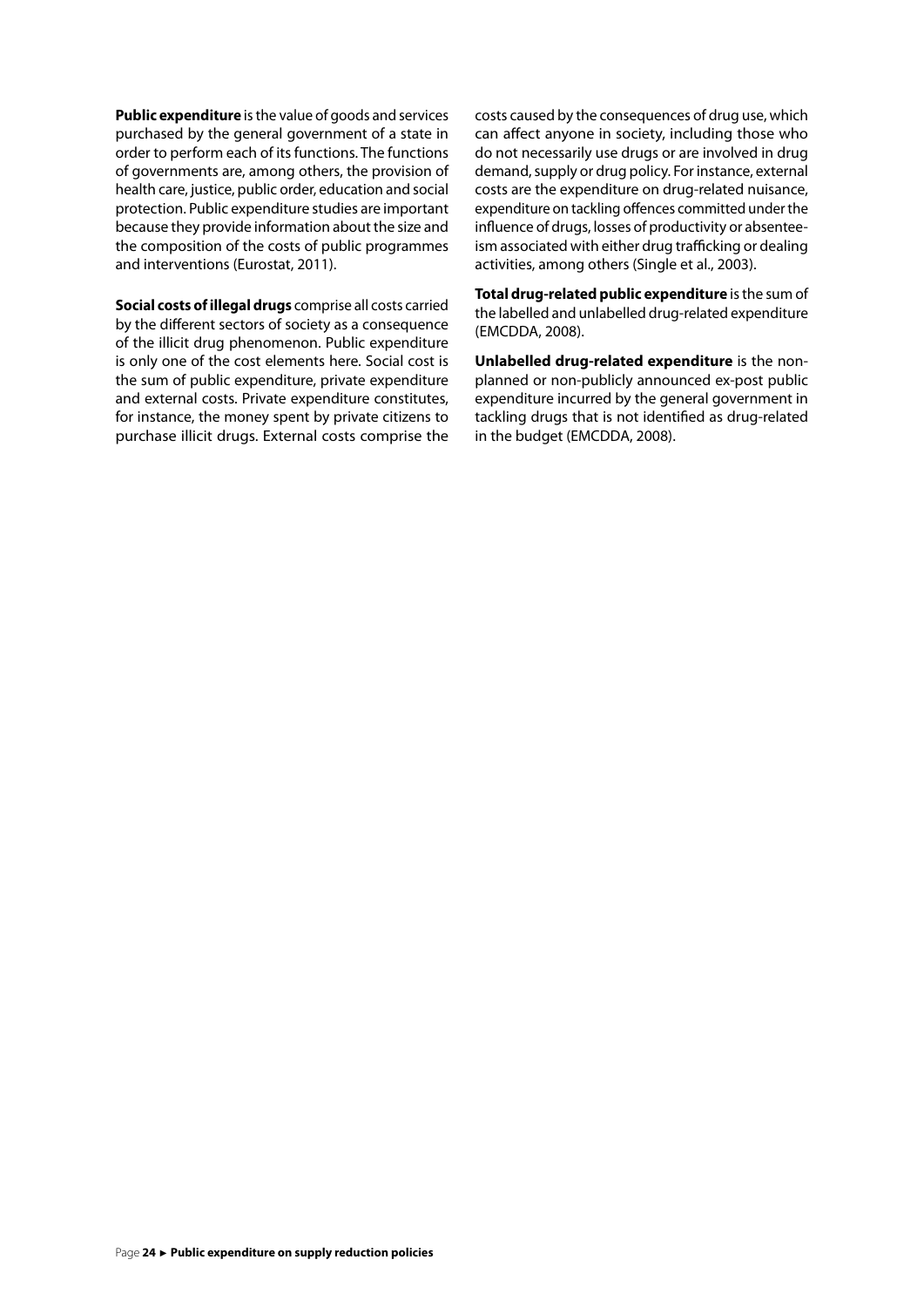**Public expenditure** is the value of goods and services purchased by the general government of a state in order to perform each of its functions. The functions of governments are, among others, the provision of health care, justice, public order, education and social protection. Public expenditure studies are important because they provide information about the size and the composition of the costs of public programmes and interventions (Eurostat, 2011).

**Social costs of illegal drugs** comprise all costs carried by the different sectors of society as a consequence of the illicit drug phenomenon. Public expenditure is only one of the cost elements here. Social cost is the sum of public expenditure, private expenditure and external costs. Private expenditure constitutes, for instance, the money spent by private citizens to purchase illicit drugs. External costs comprise the costs caused by the consequences of drug use, which can affect anyone in society, including those who do not necessarily use drugs or are involved in drug demand, supply or drug policy. For instance, external costs are the expenditure on drug-related nuisance, expenditure on tackling offences committed under the influence of drugs, losses of productivity or absenteeism associated with either drug trafficking or dealing activities, among others (Single et al., 2003).

**Total drug-related public expenditure** is the sum of the labelled and unlabelled drug-related expenditure (EMCDDA, 2008).

**Unlabelled drug-related expenditure** is the non-planned or non-publicly announced ex-post public expenditure incurred by the general government in tackling drugs that is not identified as drug-related in the budget (EMCDDA, 2008).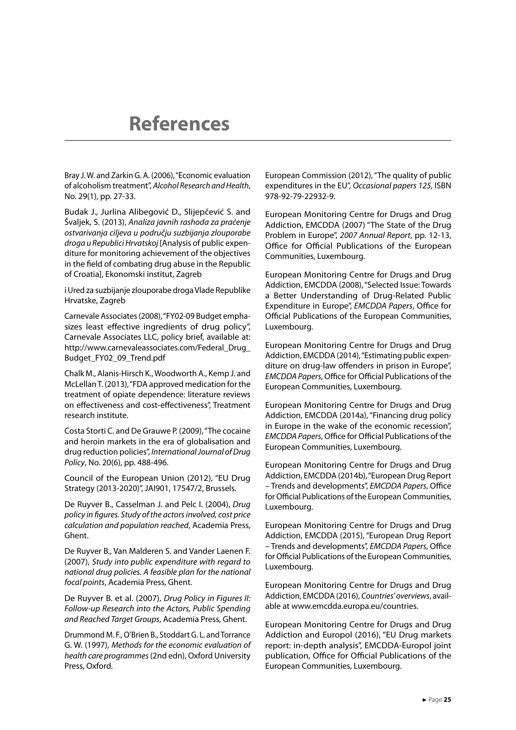# References

Bray J. W. and Zarkin G. A. (2006), "Economic evaluation of alcoholism treatment", *Alcohol Research and Health*, No. 29(1), pp. 27-33.

Budak J., Jurlina Alibegović D., Slijepčević S. and Švaljek, S. (2013), *Analiza javnih rashoda za praćenje ostvarivanja ciljeva u području suzbijanja zlouporabe droga u Republici Hrvatskoj* [Analysis of public expenditure for monitoring achievement of the objectives in the field of combating drug abuse in the Republic of Croatia], Ekonomski institut, Zagreb

i Ured za suzbijanje zlouporabe droga Vlade Republike Hrvatske, Zagreb

Carnevale Associates (2008), "FY02-09 Budget emphasizes least effective ingredients of drug policy", Carnevale Associates LLC, policy brief, available at: http://www.carnevaleassociates.com/Federal_Drug_Budget_FY02_09_Trend.pdf

Chalk M., Alanis-Hirsch K., Woodworth A., Kemp J. and McLellan T. (2013), "FDA approved medication for the treatment of opiate dependence: literature reviews on effectiveness and cost-effectiveness", Treatment research institute.

Costa Storti C. and De Grauwe P. (2009), "The cocaine and heroin markets in the era of globalisation and drug reduction policies", *International Journal of Drug Policy*, No. 20(6), pp. 488-496.

Council of the European Union (2012), "EU Drug Strategy (2013-2020)", JAI901, 17547/2, Brussels.

De Ruyver B., Casselman J. and Pelc I. (2004), *Drug policy in figures. Study of the actors involved, cost price calculation and population reached*, Academia Press, Ghent.

De Ruyver B., Van Malderen S. and Vander Laenen F. (2007), *Study into public expenditure with regard to national drug policies. A feasible plan for the national focal points*, Academia Press, Ghent.

De Ruyver B. et al. (2007), *Drug Policy in Figures II: Follow-up Research into the Actors, Public Spending and Reached Target Groups*, Academia Press, Ghent.

Drummond M. F., O'Brien B., Stoddart G. L. and Torrance G. W. (1997), *Methods for the economic evaluation of health care programmes* (2nd edn), Oxford University Press, Oxford.

European Commission (2012), "The quality of public expenditures in the EU", *Occasional papers 125,* ISBN 978-92-79-22932-9.

European Monitoring Centre for Drugs and Drug Addiction, EMCDDA (2007) "The State of the Drug Problem in Europe", *2007 Annual Report*, pp. 12-13, Office for Official Publications of the European Communities, Luxembourg.

European Monitoring Centre for Drugs and Drug Addiction, EMCDDA (2008), "Selected Issue: Towards a Better Understanding of Drug-Related Public Expenditure in Europe", *EMCDDA Papers*, Office for Official Publications of the European Communities, Luxembourg.

European Monitoring Centre for Drugs and Drug Addiction, EMCDDA (2014), "Estimating public expenditure on drug-law offenders in prison in Europe", *EMCDDA Papers*, Office for Official Publications of the European Communities, Luxembourg.

European Monitoring Centre for Drugs and Drug Addiction, EMCDDA (2014a), "Financing drug policy in Europe in the wake of the economic recession", *EMCDDA Papers*, Office for Official Publications of the European Communities, Luxembourg.

European Monitoring Centre for Drugs and Drug Addiction, EMCDDA (2014b), "European Drug Report – Trends and developments", *EMCDDA Papers*, Office for Official Publications of the European Communities, Luxembourg.

European Monitoring Centre for Drugs and Drug Addiction, EMCDDA (2015), "European Drug Report – Trends and developments", *EMCDDA Papers*, Office for Official Publications of the European Communities, Luxembourg.

European Monitoring Centre for Drugs and Drug Addiction, EMCDDA (2016), *Countries' overviews*, available at www.emcdda.europa.eu/countries.

European Monitoring Centre for Drugs and Drug Addiction and Europol (2016), "EU Drug markets report: in-depth analysis", EMCDDA-Europol joint publication, Office for Official Publications of the European Communities, Luxembourg.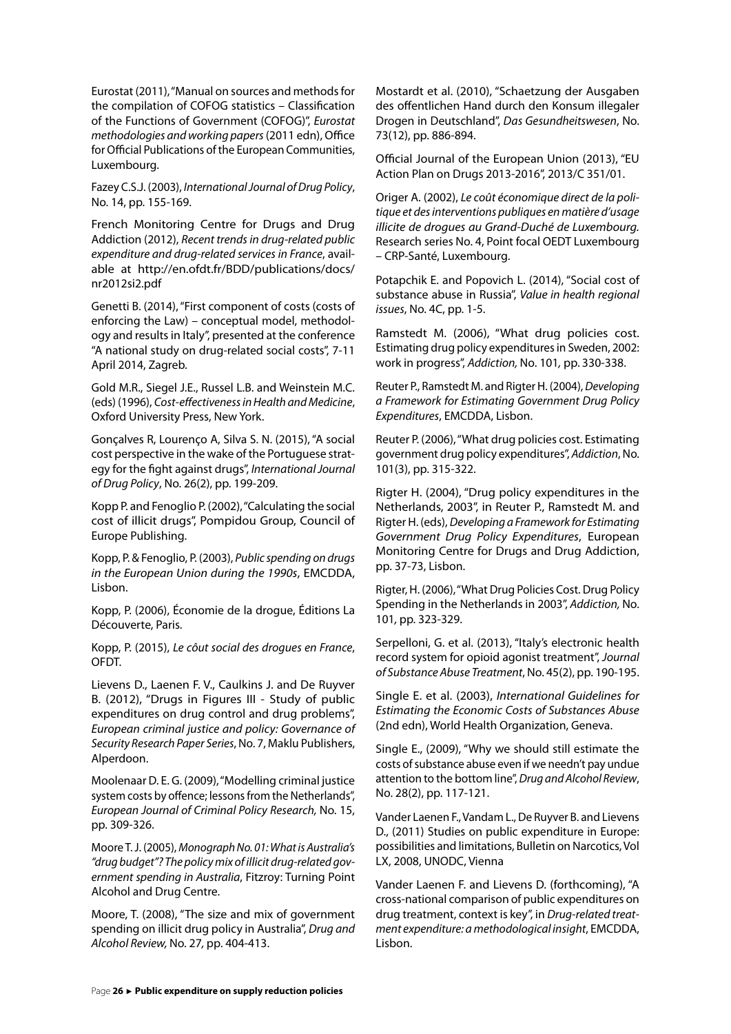Eurostat (2011), "Manual on sources and methods for the compilation of COFOG statistics – Classification of the Functions of Government (COFOG)", *Eurostat methodologies and working papers* (2011 edn), Office for Official Publications of the European Communities, Luxembourg.

Fazey C.S.J. (2003), *International Journal of Drug Policy*, No. 14, pp. 155-169.

French Monitoring Centre for Drugs and Drug Addiction (2012), *Recent trends in drug-related public expenditure and drug-related services in France*, available at http://en.ofdt.fr/BDD/publications/docs/nr2012si2.pdf

Genetti B. (2014), "First component of costs (costs of enforcing the Law) – conceptual model, methodology and results in Italy", presented at the conference "A national study on drug-related social costs", 7-11 April 2014, Zagreb.

Gold M.R., Siegel J.E., Russel L.B. and Weinstein M.C. (eds) (1996), *Cost-effectiveness in Health and Medicine*, Oxford University Press, New York.

Gonçalves R, Lourenço A, Silva S. N. (2015), "A social cost perspective in the wake of the Portuguese strategy for the fight against drugs", *International Journal of Drug Policy*, No. 26(2), pp. 199-209.

Kopp P. and Fenoglio P. (2002), "Calculating the social cost of illicit drugs", Pompidou Group, Council of Europe Publishing.

Kopp, P. & Fenoglio, P. (2003), *Public spending on drugs in the European Union during the 1990s*, EMCDDA, Lisbon.

Kopp, P. (2006), Économie de la drogue, Éditions La Découverte, Paris.

Kopp, P. (2015), *Le côut social des drogues en France*, OFDT.

Lievens D., Laenen F. V., Caulkins J. and De Ruyver B. (2012), "Drugs in Figures III - Study of public expenditures on drug control and drug problems", *European criminal justice and policy: Governance of Security Research Paper Series*, No. 7, Maklu Publishers, Alperdoon.

Moolenaar D. E. G. (2009), "Modelling criminal justice system costs by offence; lessons from the Netherlands", *European Journal of Criminal Policy Research,* No. 15, pp. 309-326.

Moore T. J. (2005), *Monograph No. 01: What is Australia's "drug budget"? The policy mix of illicit drug-related government spending in Australia*, Fitzroy: Turning Point Alcohol and Drug Centre.

Moore, T. (2008), "The size and mix of government spending on illicit drug policy in Australia", *Drug and Alcohol Review,* No. 27, pp. 404-413.

Mostardt et al. (2010), "Schaetzung der Ausgaben des offentlichen Hand durch den Konsum illegaler Drogen in Deutschland", *Das Gesundheitswesen*, No. 73(12), pp. 886-894.

Official Journal of the European Union (2013), "EU Action Plan on Drugs 2013-2016", 2013/C 351/01.

Origer A. (2002), *Le coût économique direct de la politique et des interventions publiques en matière d'usage illicite de drogues au Grand-Duché de Luxembourg.* Research series No. 4, Point focal OEDT Luxembourg – CRP-Santé, Luxembourg.

Potapchik E. and Popovich L. (2014), "Social cost of substance abuse in Russia", *Value in health regional issues*, No. 4C, pp. 1-5.

Ramstedt M. (2006), "What drug policies cost. Estimating drug policy expenditures in Sweden, 2002: work in progress", *Addiction,* No. 101, pp. 330-338.

Reuter P., Ramstedt M. and Rigter H. (2004), *Developing a Framework for Estimating Government Drug Policy Expenditures*, EMCDDA, Lisbon.

Reuter P. (2006), "What drug policies cost. Estimating government drug policy expenditures", *Addiction*, No. 101(3), pp. 315-322.

Rigter H. (2004), "Drug policy expenditures in the Netherlands, 2003", in Reuter P., Ramstedt M. and Rigter H. (eds), *Developing a Framework for Estimating Government Drug Policy Expenditures*, European Monitoring Centre for Drugs and Drug Addiction, pp. 37-73, Lisbon.

Rigter, H. (2006), "What Drug Policies Cost. Drug Policy Spending in the Netherlands in 2003", *Addiction,* No. 101, pp. 323-329.

Serpelloni, G. et al. (2013), "Italy's electronic health record system for opioid agonist treatment", *Journal of Substance Abuse Treatment*, No. 45(2), pp. 190-195.

Single E. et al. (2003), *International Guidelines for Estimating the Economic Costs of Substances Abuse* (2nd edn), World Health Organization, Geneva.

Single E., (2009), "Why we should still estimate the costs of substance abuse even if we needn't pay undue attention to the bottom line", *Drug and Alcohol Review*, No. 28(2), pp. 117-121.

Vander Laenen F., Vandam L., De Ruyver B. and Lievens D., (2011) Studies on public expenditure in Europe: possibilities and limitations, Bulletin on Narcotics, Vol LX, 2008, UNODC, Vienna

Vander Laenen F. and Lievens D. (forthcoming), "A cross-national comparison of public expenditures on drug treatment, context is key", in *Drug-related treatment expenditure: a methodological insight*, EMCDDA, Lisbon.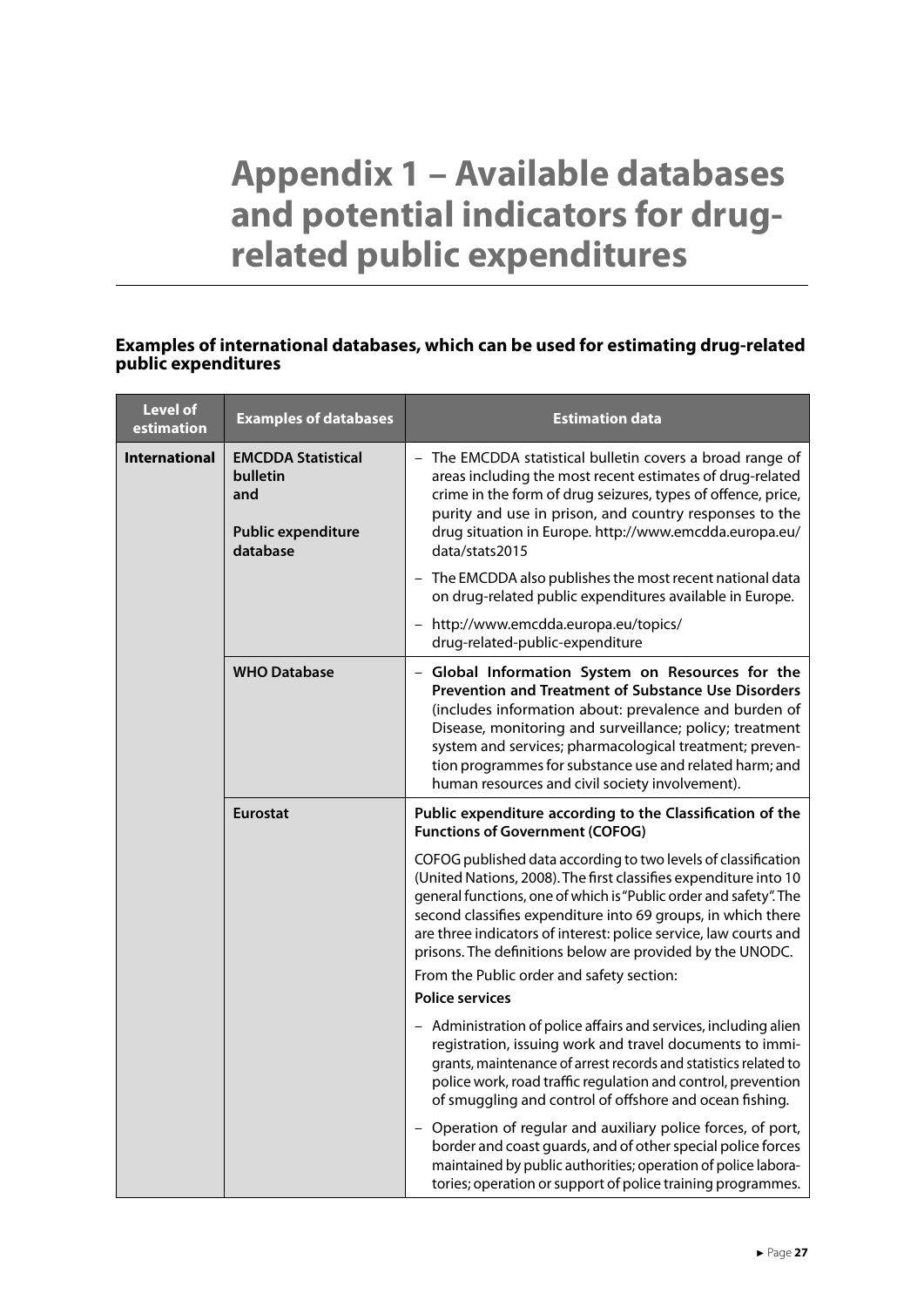# Appendix 1 – Available databases and potential indicators for drug-related public expenditures

### Examples of international databases, which can be used for estimating drug-related public expenditures

| Level of estimation | Examples of databases | Estimation data |
|---|---|---|
| **International** | **EMCDDA Statistical bulletin and Public expenditure database** | – The EMCDDA statistical bulletin covers a broad range of areas including the most recent estimates of drug-related crime in the form of drug seizures, types of offence, price, purity and use in prison, and country responses to the drug situation in Europe. http://www.emcdda.europa.eu/data/stats2015 |
| | | – The EMCDDA also publishes the most recent national data on drug-related public expenditures available in Europe. |
| | | – http://www.emcdda.europa.eu/topics/drug-related-public-expenditure |
| | **WHO Database** | – **Global Information System on Resources for the Prevention and Treatment of Substance Use Disorders** (includes information about: prevalence and burden of Disease, monitoring and surveillance; policy; treatment system and services; pharmacological treatment; prevention programmes for substance use and related harm; and human resources and civil society involvement). |
| | **Eurostat** | **Public expenditure according to the Classification of the Functions of Government (COFOG)** |
| | | COFOG published data according to two levels of classification (United Nations, 2008). The first classifies expenditure into 10 general functions, one of which is "Public order and safety". The second classifies expenditure into 69 groups, in which there are three indicators of interest: police service, law courts and prisons. The definitions below are provided by the UNODC. From the Public order and safety section: **Police services** |
| | | – Administration of police affairs and services, including alien registration, issuing work and travel documents to immigrants, maintenance of arrest records and statistics related to police work, road traffic regulation and control, prevention of smuggling and control of offshore and ocean fishing. |
| | | – Operation of regular and auxiliary police forces, of port, border and coast guards, and of other special police forces maintained by public authorities; operation of police laboratories; operation or support of police training programmes. |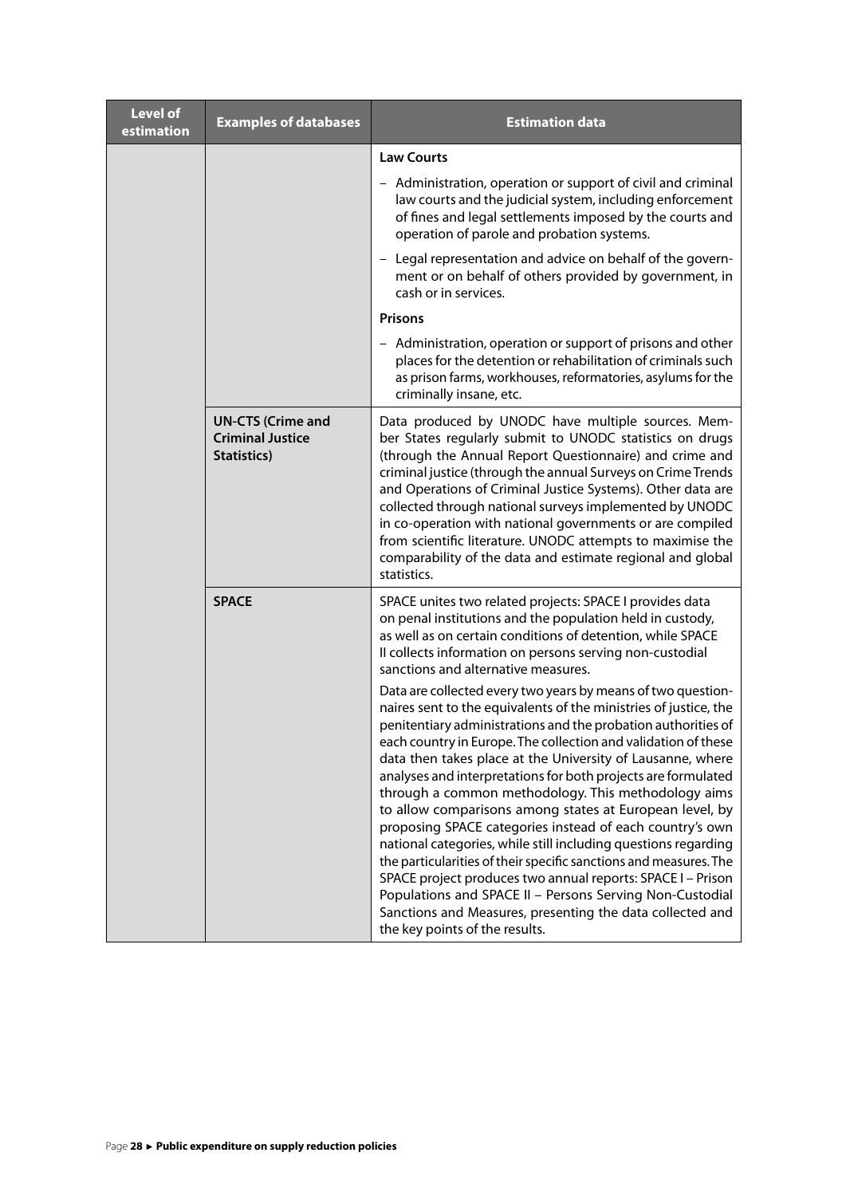| Level of estimation | Examples of databases | Estimation data |
|---|---|---|
| | | **Law Courts**<br>– Administration, operation or support of civil and criminal law courts and the judicial system, including enforcement of fines and legal settlements imposed by the courts and operation of parole and probation systems.<br>– Legal representation and advice on behalf of the government or on behalf of others provided by government, in cash or in services.<br>**Prisons**<br>– Administration, operation or support of prisons and other places for the detention or rehabilitation of criminals such as prison farms, workhouses, reformatories, asylums for the criminally insane, etc. |
| | **UN-CTS (Crime and Criminal Justice Statistics)** | Data produced by UNODC have multiple sources. Member States regularly submit to UNODC statistics on drugs (through the Annual Report Questionnaire) and crime and criminal justice (through the annual Surveys on Crime Trends and Operations of Criminal Justice Systems). Other data are collected through national surveys implemented by UNODC in co-operation with national governments or are compiled from scientific literature. UNODC attempts to maximise the comparability of the data and estimate regional and global statistics. |
| | **SPACE** | SPACE unites two related projects: SPACE I provides data on penal institutions and the population held in custody, as well as on certain conditions of detention, while SPACE II collects information on persons serving non-custodial sanctions and alternative measures.<br>Data are collected every two years by means of two questionnaires sent to the equivalents of the ministries of justice, the penitentiary administrations and the probation authorities of each country in Europe. The collection and validation of these data then takes place at the University of Lausanne, where analyses and interpretations for both projects are formulated through a common methodology. This methodology aims to allow comparisons among states at European level, by proposing SPACE categories instead of each country's own national categories, while still including questions regarding the particularities of their specific sanctions and measures. The SPACE project produces two annual reports: SPACE I – Prison Populations and SPACE II – Persons Serving Non-Custodial Sanctions and Measures, presenting the data collected and the key points of the results. |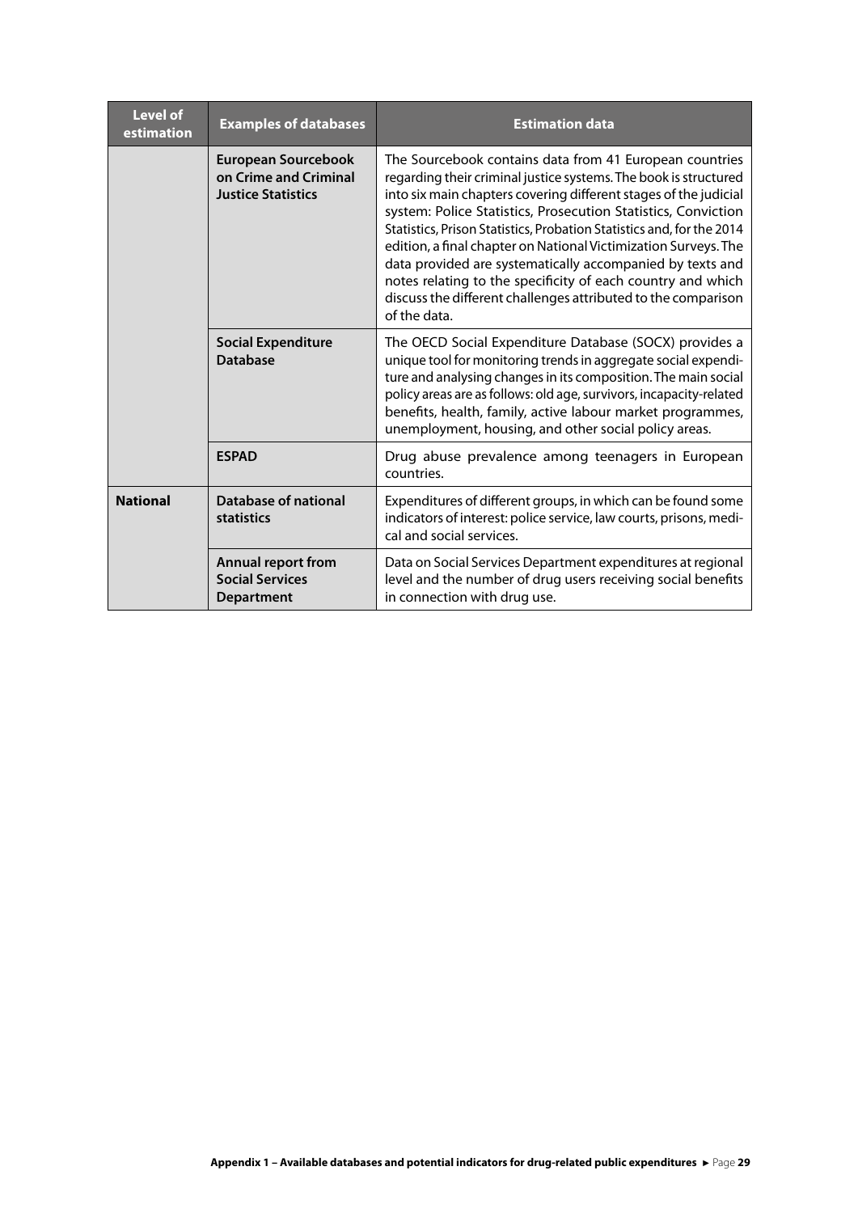| Level of estimation | Examples of databases | Estimation data |
|---|---|---|
| | **European Sourcebook on Crime and Criminal Justice Statistics** | The Sourcebook contains data from 41 European countries regarding their criminal justice systems. The book is structured into six main chapters covering different stages of the judicial system: Police Statistics, Prosecution Statistics, Conviction Statistics, Prison Statistics, Probation Statistics and, for the 2014 edition, a final chapter on National Victimization Surveys. The data provided are systematically accompanied by texts and notes relating to the specificity of each country and which discuss the different challenges attributed to the comparison of the data. |
| | **Social Expenditure Database** | The OECD Social Expenditure Database (SOCX) provides a unique tool for monitoring trends in aggregate social expenditure and analysing changes in its composition. The main social policy areas are as follows: old age, survivors, incapacity-related benefits, health, family, active labour market programmes, unemployment, housing, and other social policy areas. |
| | **ESPAD** | Drug abuse prevalence among teenagers in European countries. |
| **National** | **Database of national statistics** | Expenditures of different groups, in which can be found some indicators of interest: police service, law courts, prisons, medical and social services. |
| | **Annual report from Social Services Department** | Data on Social Services Department expenditures at regional level and the number of drug users receiving social benefits in connection with drug use. |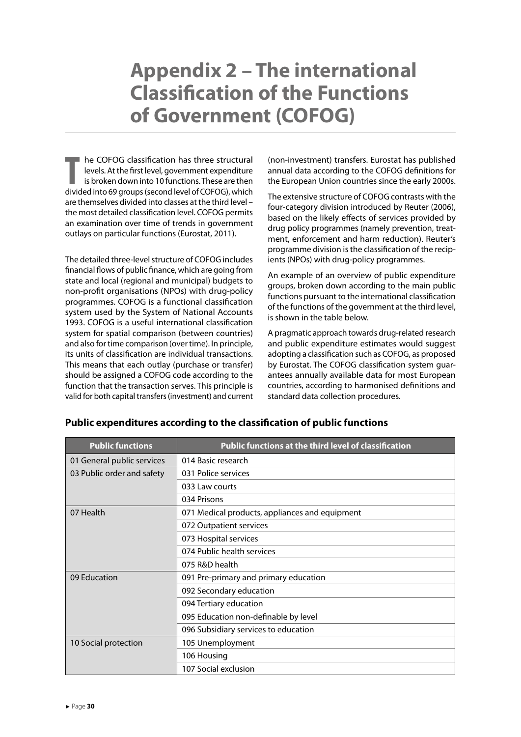# Appendix 2 – The international Classification of the Functions of Government (COFOG)

The COFOG classification has three structural levels. At the first level, government expenditure is broken down into 10 functions. These are then divided into 69 groups (second level of COFOG), which are themselves divided into classes at the third level – the most detailed classification level. COFOG permits an examination over time of trends in government outlays on particular functions (Eurostat, 2011).

The detailed three-level structure of COFOG includes financial flows of public finance, which are going from state and local (regional and municipal) budgets to non-profit organisations (NPOs) with drug-policy programmes. COFOG is a functional classification system used by the System of National Accounts 1993. COFOG is a useful international classification system for spatial comparison (between countries) and also for time comparison (over time). In principle, its units of classification are individual transactions. This means that each outlay (purchase or transfer) should be assigned a COFOG code according to the function that the transaction serves. This principle is valid for both capital transfers (investment) and current (non-investment) transfers. Eurostat has published annual data according to the COFOG definitions for the European Union countries since the early 2000s.

The extensive structure of COFOG contrasts with the four-category division introduced by Reuter (2006), based on the likely effects of services provided by drug policy programmes (namely prevention, treatment, enforcement and harm reduction). Reuter's programme division is the classification of the recipients (NPOs) with drug-policy programmes.

An example of an overview of public expenditure groups, broken down according to the main public functions pursuant to the international classification of the functions of the government at the third level, is shown in the table below.

A pragmatic approach towards drug-related research and public expenditure estimates would suggest adopting a classification such as COFOG, as proposed by Eurostat. The COFOG classification system guarantees annually available data for most European countries, according to harmonised definitions and standard data collection procedures.

### Public expenditures according to the classification of public functions

| Public functions | Public functions at the third level of classification |
|---|---|
| 01 General public services | 014 Basic research |
| 03 Public order and safety | 031 Police services |
| | 033 Law courts |
| | 034 Prisons |
| 07 Health | 071 Medical products, appliances and equipment |
| | 072 Outpatient services |
| | 073 Hospital services |
| | 074 Public health services |
| | 075 R&D health |
| 09 Education | 091 Pre-primary and primary education |
| | 092 Secondary education |
| | 094 Tertiary education |
| | 095 Education non-definable by level |
| | 096 Subsidiary services to education |
| 10 Social protection | 105 Unemployment |
| | 106 Housing |
| | 107 Social exclusion |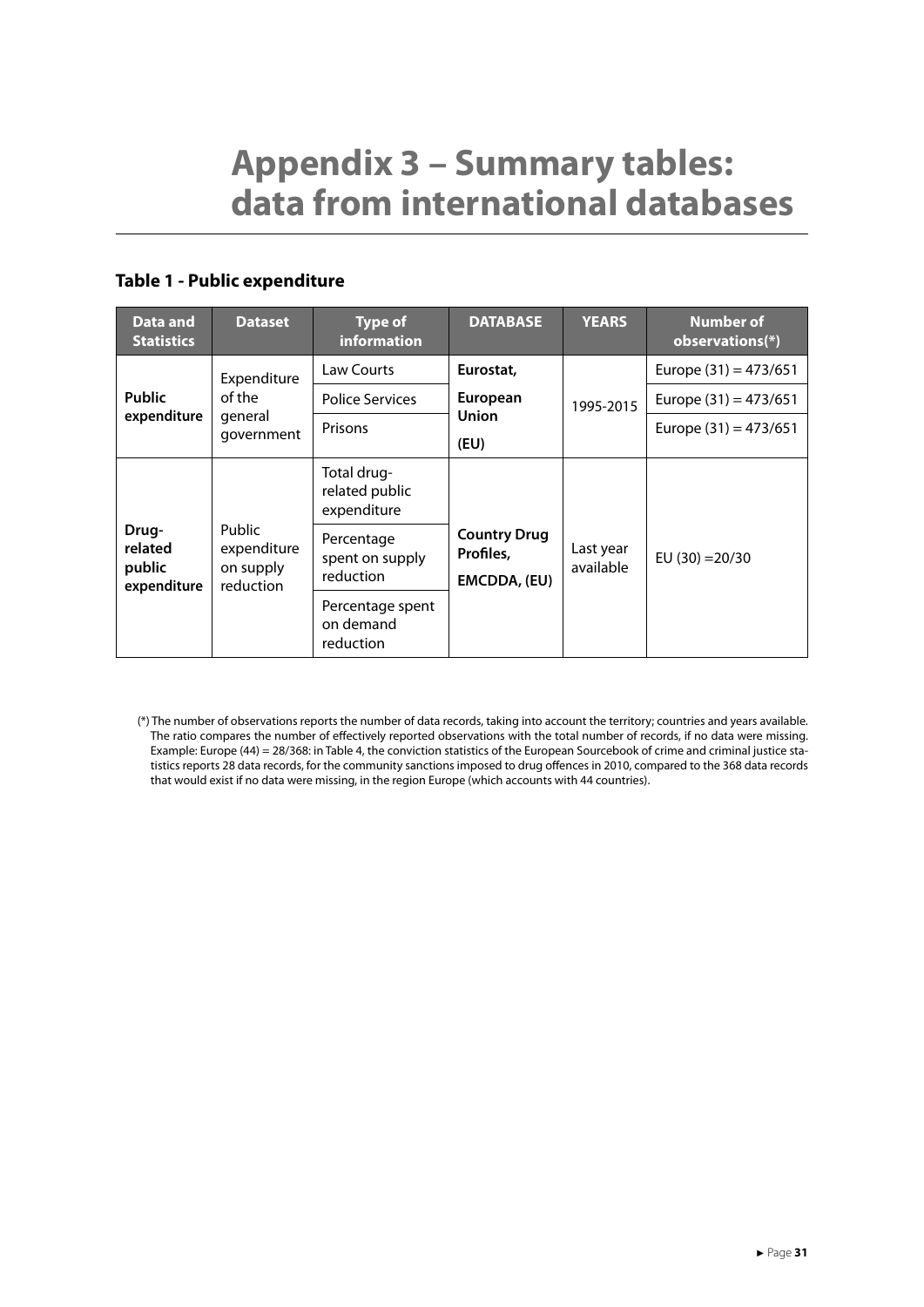# Appendix 3 – Summary tables: data from international databases

## Table 1 - Public expenditure

| Data and Statistics | Dataset | Type of information | DATABASE | YEARS | Number of observations(*) |
|---|---|---|---|---|---|
| **Public expenditure** | Expenditure of the general government | Law Courts | **Eurostat, European Union (EU)** | 1995-2015 | Europe (31) = 473/651 |
| | | Police Services | | | Europe (31) = 473/651 |
| | | Prisons | | | Europe (31) = 473/651 |
| **Drug-related public expenditure** | Public expenditure on supply reduction | Total drug-related public expenditure | **Country Drug Profiles, EMCDDA, (EU)** | Last year available | EU (30) =20/30 |
| | | Percentage spent on supply reduction | | | |
| | | Percentage spent on demand reduction | | | |

(*) The number of observations reports the number of data records, taking into account the territory; countries and years available. The ratio compares the number of effectively reported observations with the total number of records, if no data were missing. Example: Europe (44) = 28/368: in Table 4, the conviction statistics of the European Sourcebook of crime and criminal justice statistics reports 28 data records, for the community sanctions imposed to drug offences in 2010, compared to the 368 data records that would exist if no data were missing, in the region Europe (which accounts with 44 countries).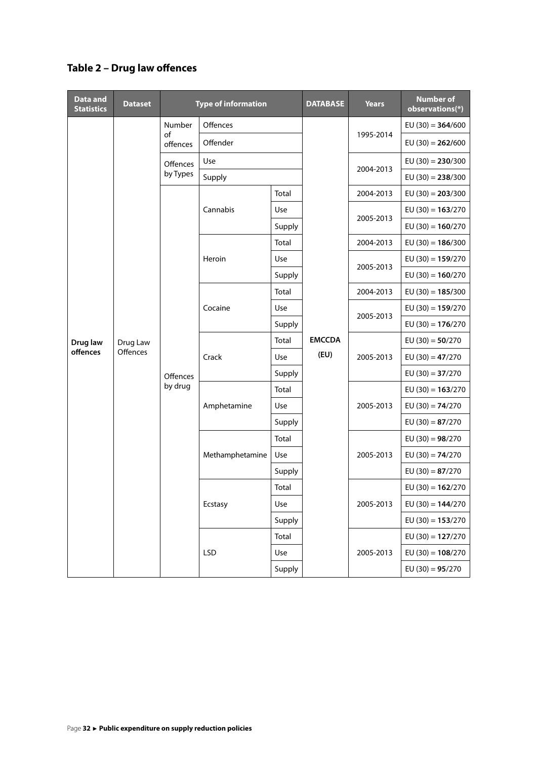## Table 2 – Drug law offences

| Data and Statistics | Dataset | Type of information | | | DATABASE | Years | Number of observations(*) |
|---|---|---|---|---|---|---|---|
| **Drug law offences** | Drug Law Offences | Number of offences | Offences | | **EMCCDA (EU)** | 1995-2014 | EU (30) = **364**/600 |
| | | | Offender | | | | EU (30) = **262**/600 |
| | | Offences by Types | Use | | | 2004-2013 | EU (30) = **230**/300 |
| | | | Supply | | | | EU (30) = **238**/300 |
| | | Offences by drug | Cannabis | Total | | 2004-2013 | EU (30) = **203**/300 |
| | | | | Use | | 2005-2013 | EU (30) = **163**/270 |
| | | | | Supply | | | EU (30) = **160**/270 |
| | | | Heroin | Total | | 2004-2013 | EU (30) = **186**/300 |
| | | | | Use | | 2005-2013 | EU (30) = **159**/270 |
| | | | | Supply | | | EU (30) = **160**/270 |
| | | | Cocaine | Total | | 2004-2013 | EU (30) = **185**/300 |
| | | | | Use | | 2005-2013 | EU (30) = **159**/270 |
| | | | | Supply | | | EU (30) = **176**/270 |
| | | | Crack | Total | | 2005-2013 | EU (30) = **50**/270 |
| | | | | Use | | | EU (30) = **47**/270 |
| | | | | Supply | | | EU (30) = **37**/270 |
| | | | Amphetamine | Total | | 2005-2013 | EU (30) = **163**/270 |
| | | | | Use | | | EU (30) = **74**/270 |
| | | | | Supply | | | EU (30) = **87**/270 |
| | | | Methamphetamine | Total | | 2005-2013 | EU (30) = **98**/270 |
| | | | | Use | | | EU (30) = **74**/270 |
| | | | | Supply | | | EU (30) = **87**/270 |
| | | | Ecstasy | Total | | 2005-2013 | EU (30) = **162**/270 |
| | | | | Use | | | EU (30) = **144**/270 |
| | | | | Supply | | | EU (30) = **153**/270 |
| | | | LSD | Total | | 2005-2013 | EU (30) = **127**/270 |
| | | | | Use | | | EU (30) = **108**/270 |
| | | | | Supply | | | EU (30) = **95**/270 |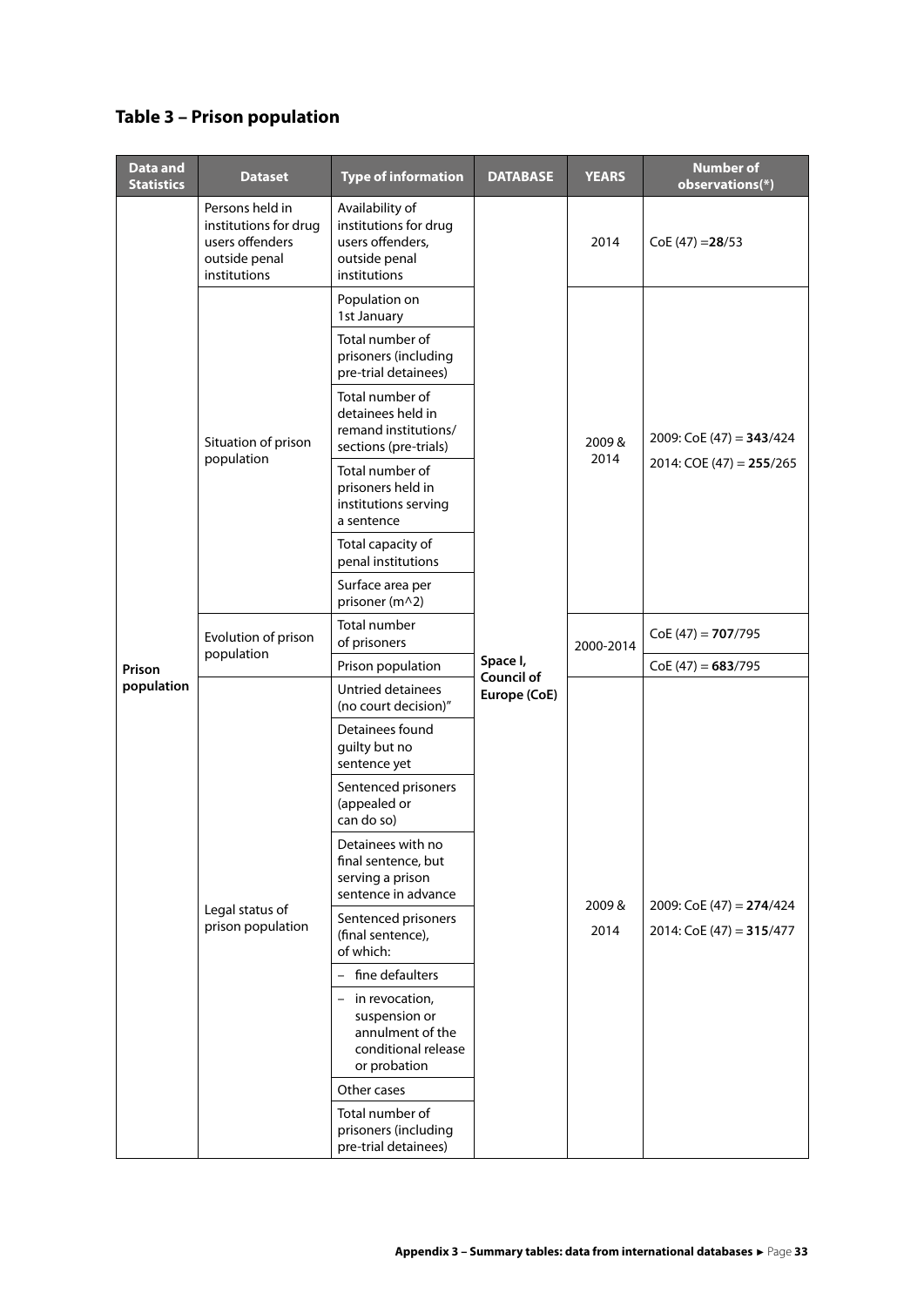## Table 3 – Prison population

| Data and Statistics | Dataset | Type of information | DATABASE | YEARS | Number of observations(*) |
|---|---|---|---|---|---|
| Prison population | Persons held in institutions for drug users offenders outside penal institutions | Availability of institutions for drug users offenders, outside penal institutions | Space I, Council of Europe (CoE) | 2014 | CoE (47) =**28**/53 |
| | Situation of prison population | Population on 1st January | | 2009 & 2014 | 2009: CoE (47) = **343**/424<br>2014: COE (47) = **255**/265 |
| | | Total number of prisoners (including pre-trial detainees) | | | |
| | | Total number of detainees held in remand institutions/ sections (pre-trials) | | | |
| | | Total number of prisoners held in institutions serving a sentence | | | |
| | | Total capacity of penal institutions | | | |
| | | Surface area per prisoner (m^2) | | | |
| | Evolution of prison population | Total number of prisoners | | 2000-2014 | CoE (47) = **707**/795 |
| | | Prison population | | | CoE (47) = **683**/795 |
| | Legal status of prison population | Untried detainees (no court decision)" | | 2009 & 2014 | 2009: CoE (47) = **274**/424<br>2014: CoE (47) = **315**/477 |
| | | Detainees found guilty but no sentence yet | | | |
| | | Sentenced prisoners (appealed or can do so) | | | |
| | | Detainees with no final sentence, but serving a prison sentence in advance | | | |
| | | Sentenced prisoners (final sentence), of which: | | | |
| | | – fine defaulters | | | |
| | | – in revocation, suspension or annulment of the conditional release or probation | | | |
| | | Other cases | | | |
| | | Total number of prisoners (including pre-trial detainees) | | | |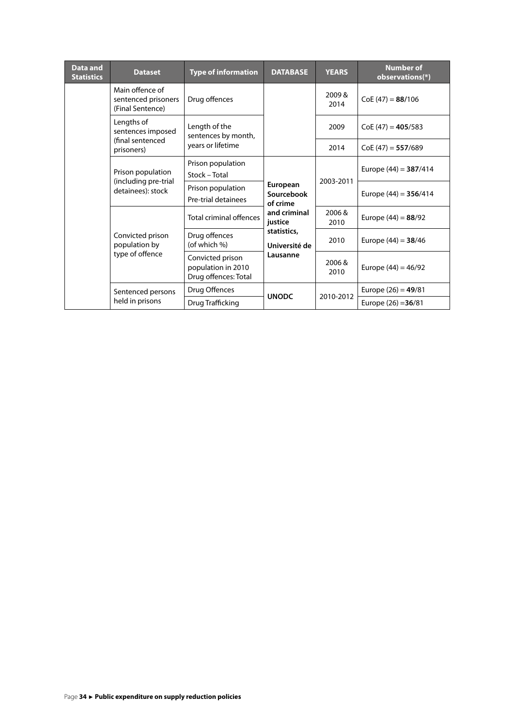| Data and Statistics | Dataset | Type of information | DATABASE | YEARS | Number of observations(*) |
|---|---|---|---|---|---|
| | Main offence of sentenced prisoners (Final Sentence) | Drug offences | | 2009 & 2014 | CoE (47) = **88**/106 |
| | Lengths of sentences imposed (final sentenced prisoners) | Length of the sentences by month, years or lifetime | | 2009 | CoE (47) = **405**/583 |
| | | | | 2014 | CoE (47) = **557**/689 |
| | Prison population (including pre-trial detainees): stock | Prison population Stock – Total | **European Sourcebook of crime and criminal justice statistics, Université de Lausanne** | 2003-2011 | Europe (44) = **387**/414 |
| | | Prison population Pre-trial detainees | | | Europe (44) = **356**/414 |
| | Convicted prison population by type of offence | Total criminal offences | | 2006 & 2010 | Europe (44) = **88**/92 |
| | | Drug offences (of which %) | | 2010 | Europe (44) = **38**/46 |
| | | Convicted prison population in 2010 Drug offences: Total | | 2006 & 2010 | Europe (44) = 46/92 |
| | Sentenced persons held in prisons | Drug Offences | **UNODC** | 2010-2012 | Europe (26) = **49**/81 |
| | | Drug Trafficking | | | Europe (26) =**36**/81 |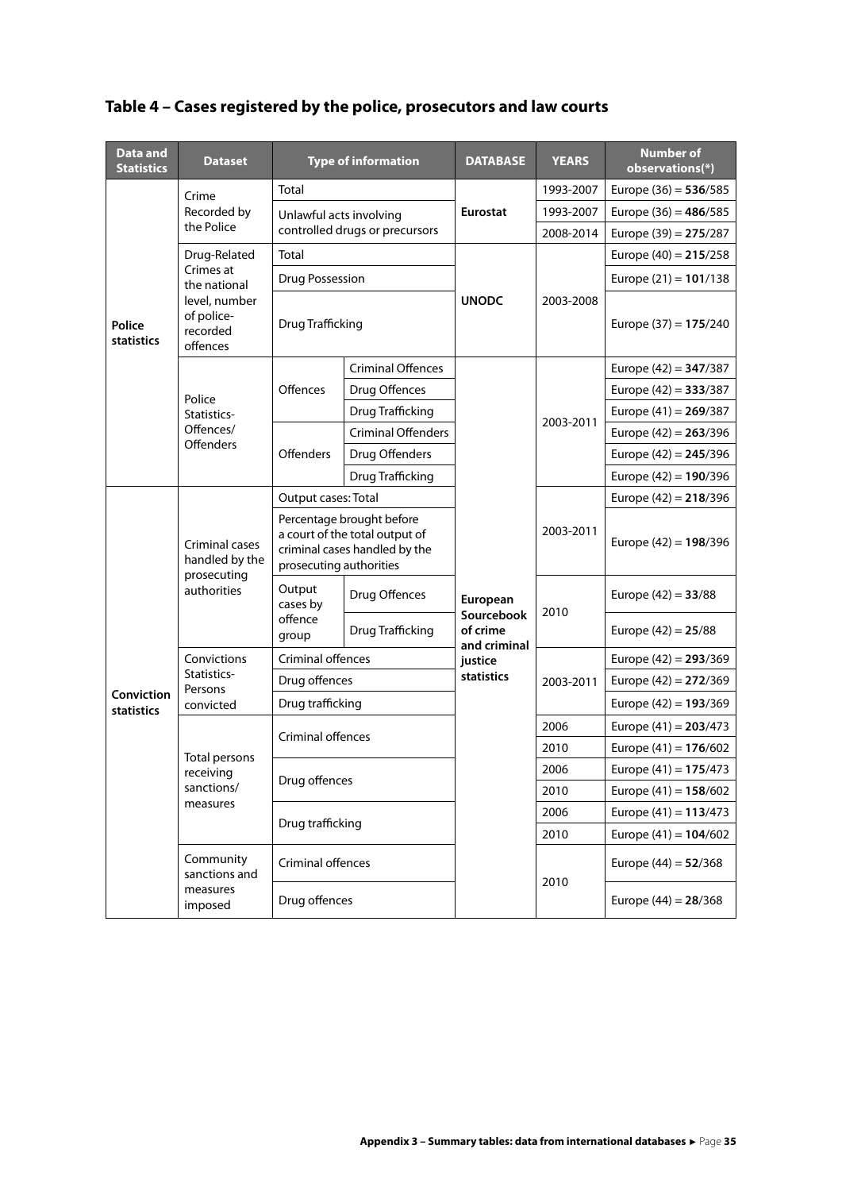## Table 4 – Cases registered by the police, prosecutors and law courts

| Data and Statistics | Dataset | Type of information | | DATABASE | YEARS | Number of observations(*) |
|---|---|---|---|---|---|---|
| Police statistics | Crime Recorded by the Police | Total | | Eurostat | 1993-2007 | Europe (36) = **536**/585 |
| | | Unlawful acts involving controlled drugs or precursors | | | 1993-2007 | Europe (36) = **486**/585 |
| | | | | | 2008-2014 | Europe (39) = **275**/287 |
| | Drug-Related Crimes at the national level, number of police-recorded offences | Total | | UNODC | 2003-2008 | Europe (40) = **215**/258 |
| | | Drug Possession | | | | Europe (21) = **101**/138 |
| | | Drug Trafficking | | | | Europe (37) = **175**/240 |
| | Police Statistics-Offences/ Offenders | Offences | Criminal Offences | European Sourcebook of crime and criminal justice statistics | 2003-2011 | Europe (42) = **347**/387 |
| | | | Drug Offences | | | Europe (42) = **333**/387 |
| | | | Drug Trafficking | | | Europe (41) = **269**/387 |
| | | Offenders | Criminal Offenders | | | Europe (42) = **263**/396 |
| | | | Drug Offenders | | | Europe (42) = **245**/396 |
| | | | Drug Trafficking | | | Europe (42) = **190**/396 |
| Conviction statistics | Criminal cases handled by the prosecuting authorities | Output cases: Total | | | 2003-2011 | Europe (42) = **218**/396 |
| | | Percentage brought before a court of the total output of criminal cases handled by the prosecuting authorities | | | | Europe (42) = **198**/396 |
| | | Output cases by offence group | Drug Offences | | 2010 | Europe (42) = **33**/88 |
| | | | Drug Trafficking | | | Europe (42) = **25**/88 |
| | Convictions Statistics-Persons convicted | Criminal offences | | | 2003-2011 | Europe (42) = **293**/369 |
| | | Drug offences | | | | Europe (42) = **272**/369 |
| | | Drug trafficking | | | | Europe (42) = **193**/369 |
| | Total persons receiving sanctions/ measures | Criminal offences | | | 2006 | Europe (41) = **203**/473 |
| | | | | | 2010 | Europe (41) = **176**/602 |
| | | Drug offences | | | 2006 | Europe (41) = **175**/473 |
| | | | | | 2010 | Europe (41) = **158**/602 |
| | | Drug trafficking | | | 2006 | Europe (41) = **113**/473 |
| | | | | | 2010 | Europe (41) = **104**/602 |
| | Community sanctions and measures imposed | Criminal offences | | | 2010 | Europe (44) = **52**/368 |
| | | Drug offences | | | | Europe (44) = **28**/368 |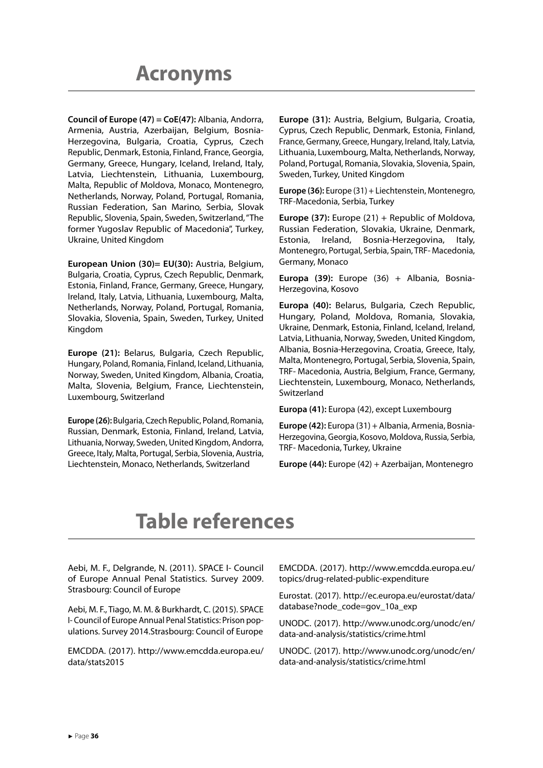# Acronyms

**Council of Europe (47) = CoE(47):** Albania, Andorra, Armenia, Austria, Azerbaijan, Belgium, Bosnia-Herzegovina, Bulgaria, Croatia, Cyprus, Czech Republic, Denmark, Estonia, Finland, France, Georgia, Germany, Greece, Hungary, Iceland, Ireland, Italy, Latvia, Liechtenstein, Lithuania, Luxembourg, Malta, Republic of Moldova, Monaco, Montenegro, Netherlands, Norway, Poland, Portugal, Romania, Russian Federation, San Marino, Serbia, Slovak Republic, Slovenia, Spain, Sweden, Switzerland, "The former Yugoslav Republic of Macedonia", Turkey, Ukraine, United Kingdom

**European Union (30)= EU(30):** Austria, Belgium, Bulgaria, Croatia, Cyprus, Czech Republic, Denmark, Estonia, Finland, France, Germany, Greece, Hungary, Ireland, Italy, Latvia, Lithuania, Luxembourg, Malta, Netherlands, Norway, Poland, Portugal, Romania, Slovakia, Slovenia, Spain, Sweden, Turkey, United Kingdom

**Europe (21):** Belarus, Bulgaria, Czech Republic, Hungary, Poland, Romania, Finland, Iceland, Lithuania, Norway, Sweden, United Kingdom, Albania, Croatia, Malta, Slovenia, Belgium, France, Liechtenstein, Luxembourg, Switzerland

**Europe (26):** Bulgaria, Czech Republic, Poland, Romania, Russian, Denmark, Estonia, Finland, Ireland, Latvia, Lithuania, Norway, Sweden, United Kingdom, Andorra, Greece, Italy, Malta, Portugal, Serbia, Slovenia, Austria, Liechtenstein, Monaco, Netherlands, Switzerland

**Europe (31):** Austria, Belgium, Bulgaria, Croatia, Cyprus, Czech Republic, Denmark, Estonia, Finland, France, Germany, Greece, Hungary, Ireland, Italy, Latvia, Lithuania, Luxembourg, Malta, Netherlands, Norway, Poland, Portugal, Romania, Slovakia, Slovenia, Spain, Sweden, Turkey, United Kingdom

**Europe (36):** Europe (31) + Liechtenstein, Montenegro, TRF-Macedonia, Serbia, Turkey

**Europe (37):** Europe (21) + Republic of Moldova, Russian Federation, Slovakia, Ukraine, Denmark, Estonia, Ireland, Bosnia-Herzegovina, Italy, Montenegro, Portugal, Serbia, Spain, TRF- Macedonia, Germany, Monaco

**Europa (39):** Europe (36) + Albania, Bosnia-Herzegovina, Kosovo

**Europa (40):** Belarus, Bulgaria, Czech Republic, Hungary, Poland, Moldova, Romania, Slovakia, Ukraine, Denmark, Estonia, Finland, Iceland, Ireland, Latvia, Lithuania, Norway, Sweden, United Kingdom, Albania, Bosnia-Herzegovina, Croatia, Greece, Italy, Malta, Montenegro, Portugal, Serbia, Slovenia, Spain, TRF- Macedonia, Austria, Belgium, France, Germany, Liechtenstein, Luxembourg, Monaco, Netherlands, Switzerland

**Europa (41):** Europa (42), except Luxembourg

**Europe (42):** Europa (31) + Albania, Armenia, Bosnia-Herzegovina, Georgia, Kosovo, Moldova, Russia, Serbia, TRF- Macedonia, Turkey, Ukraine

**Europe (44):** Europe (42) + Azerbaijan, Montenegro

# Table references

Aebi, M. F., Delgrande, N. (2011). SPACE I- Council of Europe Annual Penal Statistics. Survey 2009. Strasbourg: Council of Europe

Aebi, M. F., Tiago, M. M. & Burkhardt, C. (2015). SPACE I- Council of Europe Annual Penal Statistics: Prison populations. Survey 2014.Strasbourg: Council of Europe

EMCDDA. (2017). http://www.emcdda.europa.eu/data/stats2015

EMCDDA. (2017). http://www.emcdda.europa.eu/topics/drug-related-public-expenditure

Eurostat. (2017). http://ec.europa.eu/eurostat/data/database?node_code=gov_10a_exp

UNODC. (2017). http://www.unodc.org/unodc/en/data-and-analysis/statistics/crime.html

UNODC. (2017). http://www.unodc.org/unodc/en/data-and-analysis/statistics/crime.html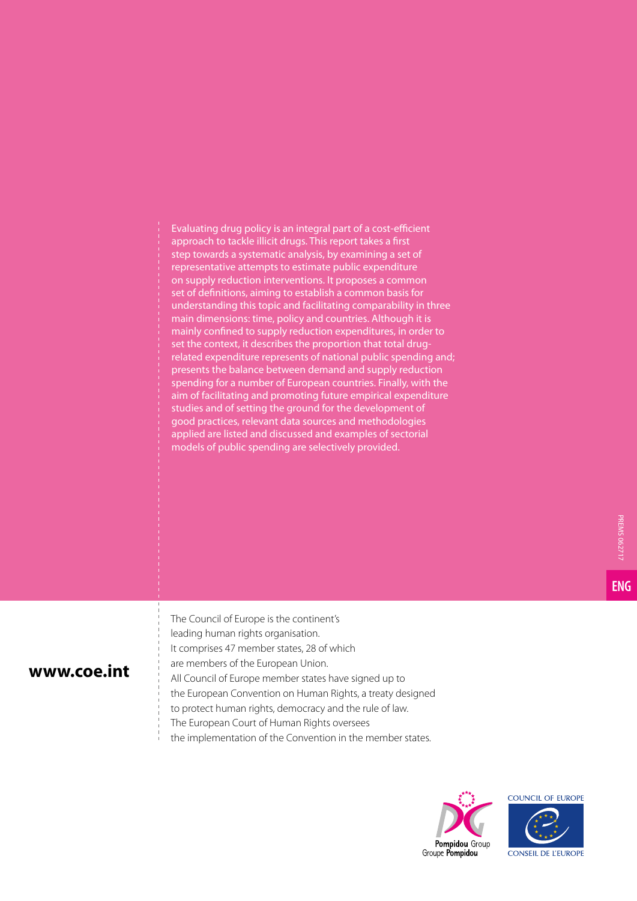Evaluating drug policy is an integral part of a cost-efficient approach to tackle illicit drugs. This report takes a first step towards a systematic analysis, by examining a set of representative attempts to estimate public expenditure on supply reduction interventions. It proposes a common set of definitions, aiming to establish a common basis for understanding this topic and facilitating comparability in three main dimensions: time, policy and countries. Although it is mainly confined to supply reduction expenditures, in order to set the context, it describes the proportion that total drug-related expenditure represents of national public spending and; presents the balance between demand and supply reduction spending for a number of European countries. Finally, with the aim of facilitating and promoting future empirical expenditure studies and of setting the ground for the development of good practices, relevant data sources and methodologies applied are listed and discussed and examples of sectorial models of public spending are selectively provided.

PREMS 062717

ENG

**www.coe.int**

The Council of Europe is the continent's leading human rights organisation. It comprises 47 member states, 28 of which are members of the European Union. All Council of Europe member states have signed up to the European Convention on Human Rights, a treaty designed to protect human rights, democracy and the rule of law. The European Court of Human Rights oversees the implementation of the Convention in the member states.

Pompidou Group
Groupe Pompidou

COUNCIL OF EUROPE
CONSEIL DE L'EUROPE